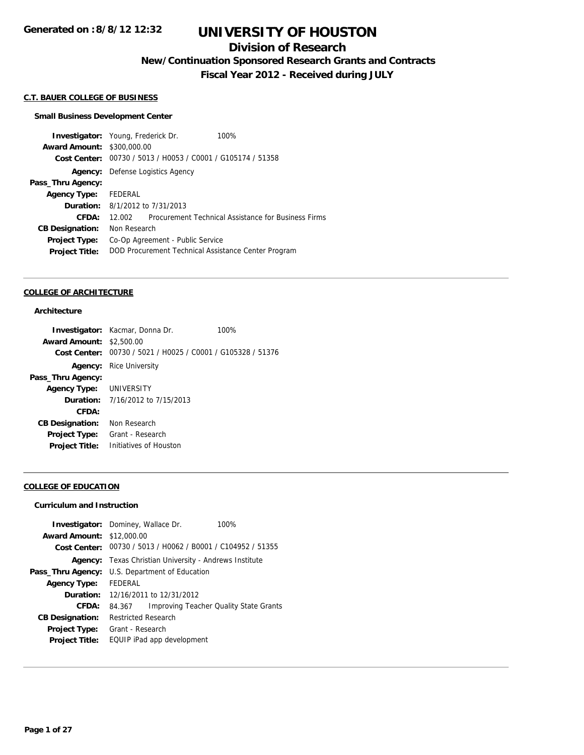**Generated on :8/8/12 12:32**

# UNIVERSITY OF HOUSTON

## Division of Research

### New/Continuation Sponsored Research Grants and Contracts

### Fiscal Year 2012 - Received during JULY

#### C.T. BAUER COLLEGE OF BUSINESS

**Small Business Development Center**

| | | |
|---|---|---|
| **Investigator:** | Young, Frederick Dr. | 100% |
| **Award Amount:** | $300,000.00 | |
| **Cost Center:** | 00730 / 5013 / H0053 / C0001 / G105174 / 51358 | |
| **Agency:** | Defense Logistics Agency | |
| **Pass_Thru Agency:** | | |
| **Agency Type:** | FEDERAL | |
| **Duration:** | 8/1/2012 to 7/31/2013 | |
| **CFDA:** | 12.002 Procurement Technical Assistance for Business Firms | |
| **CB Designation:** | Non Research | |
| **Project Type:** | Co-Op Agreement - Public Service | |
| **Project Title:** | DOD Procurement Technical Assistance Center Program | |

---

#### COLLEGE OF ARCHITECTURE

**Architecture**

| | | |
|---|---|---|
| **Investigator:** | Kacmar, Donna Dr. | 100% |
| **Award Amount:** | $2,500.00 | |
| **Cost Center:** | 00730 / 5021 / H0025 / C0001 / G105328 / 51376 | |
| **Agency:** | Rice University | |
| **Pass_Thru Agency:** | | |
| **Agency Type:** | UNIVERSITY | |
| **Duration:** | 7/16/2012 to 7/15/2013 | |
| **CFDA:** | | |
| **CB Designation:** | Non Research | |
| **Project Type:** | Grant - Research | |
| **Project Title:** | Initiatives of Houston | |

---

#### COLLEGE OF EDUCATION

**Curriculum and Instruction**

| | | |
|---|---|---|
| **Investigator:** | Dominey, Wallace Dr. | 100% |
| **Award Amount:** | $12,000.00 | |
| **Cost Center:** | 00730 / 5013 / H0062 / B0001 / C104952 / 51355 | |
| **Agency:** | Texas Christian University - Andrews Institute | |
| **Pass_Thru Agency:** | U.S. Department of Education | |
| **Agency Type:** | FEDERAL | |
| **Duration:** | 12/16/2011 to 12/31/2012 | |
| **CFDA:** | 84.367 Improving Teacher Quality State Grants | |
| **CB Designation:** | Restricted Research | |
| **Project Type:** | Grant - Research | |
| **Project Title:** | EQUIP iPad app development | |

---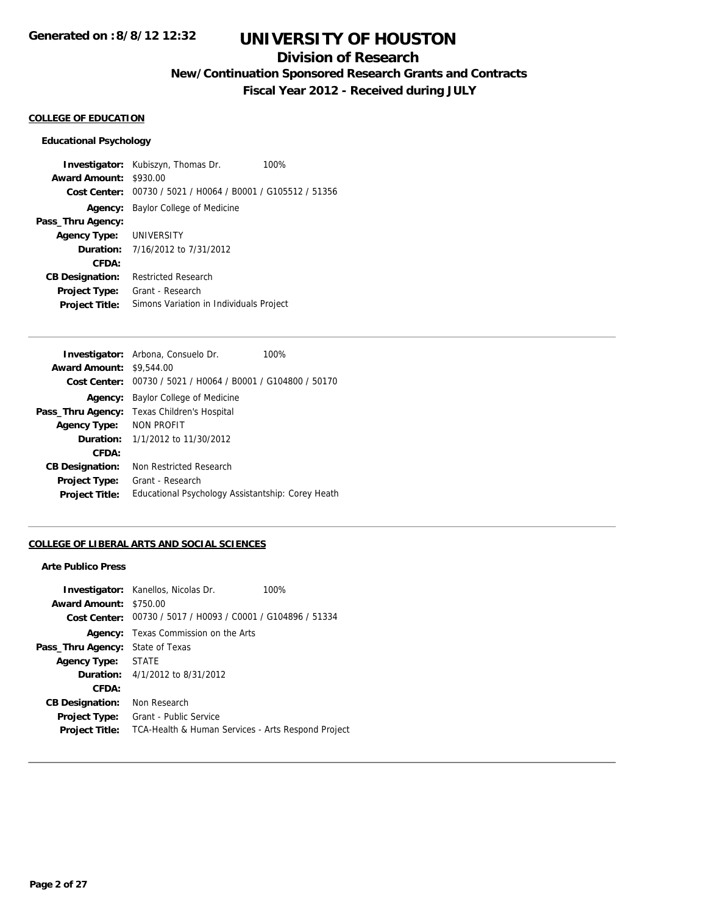# UNIVERSITY OF HOUSTON

## Division of Research

### New/Continuation Sponsored Research Grants and Contracts

### Fiscal Year 2012 - Received during JULY

**COLLEGE OF EDUCATION**

**Educational Psychology**

**Investigator:** Kubiszyn, Thomas Dr. 100%
**Award Amount:** $930.00
**Cost Center:** 00730 / 5021 / H0064 / B0001 / G105512 / 51356
**Agency:** Baylor College of Medicine
**Pass_Thru Agency:**
**Agency Type:** UNIVERSITY
**Duration:** 7/16/2012 to 7/31/2012
**CFDA:**
**CB Designation:** Restricted Research
**Project Type:** Grant - Research
**Project Title:** Simons Variation in Individuals Project

---

**Investigator:** Arbona, Consuelo Dr. 100%
**Award Amount:** $9,544.00
**Cost Center:** 00730 / 5021 / H0064 / B0001 / G104800 / 50170
**Agency:** Baylor College of Medicine
**Pass_Thru Agency:** Texas Children's Hospital
**Agency Type:** NON PROFIT
**Duration:** 1/1/2012 to 11/30/2012
**CFDA:**
**CB Designation:** Non Restricted Research
**Project Type:** Grant - Research
**Project Title:** Educational Psychology Assistantship: Corey Heath

---

**COLLEGE OF LIBERAL ARTS AND SOCIAL SCIENCES**

**Arte Publico Press**

**Investigator:** Kanellos, Nicolas Dr. 100%
**Award Amount:** $750.00
**Cost Center:** 00730 / 5017 / H0093 / C0001 / G104896 / 51334
**Agency:** Texas Commission on the Arts
**Pass_Thru Agency:** State of Texas
**Agency Type:** STATE
**Duration:** 4/1/2012 to 8/31/2012
**CFDA:**
**CB Designation:** Non Research
**Project Type:** Grant - Public Service
**Project Title:** TCA-Health & Human Services - Arts Respond Project

---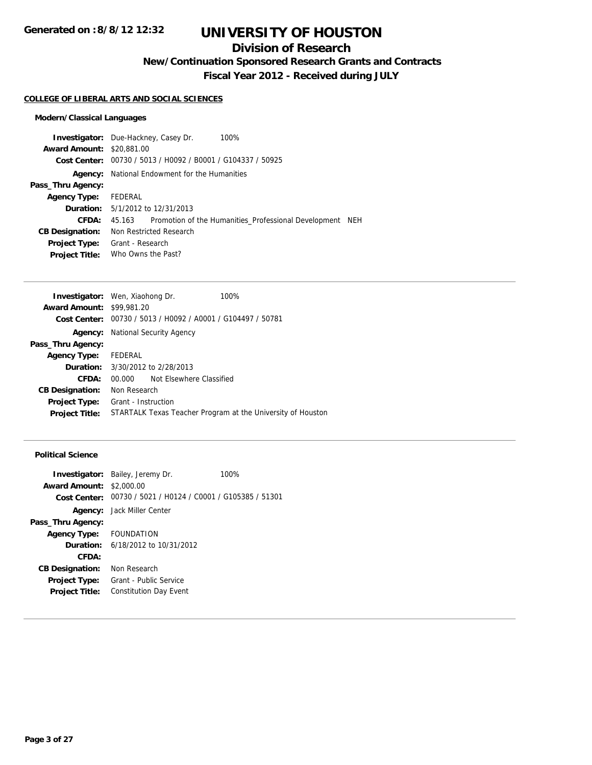# UNIVERSITY OF HOUSTON

## Division of Research

### New/Continuation Sponsored Research Grants and Contracts

### Fiscal Year 2012 - Received during JULY

**COLLEGE OF LIBERAL ARTS AND SOCIAL SCIENCES**

**Modern/Classical Languages**

**Investigator:** Due-Hackney, Casey Dr. 100%
**Award Amount:** $20,881.00
**Cost Center:** 00730 / 5013 / H0092 / B0001 / G104337 / 50925
**Agency:** National Endowment for the Humanities
**Pass_Thru Agency:**
**Agency Type:** FEDERAL
**Duration:** 5/1/2012 to 12/31/2013
**CFDA:** 45.163 Promotion of the Humanities_Professional Development NEH
**CB Designation:** Non Restricted Research
**Project Type:** Grant - Research
**Project Title:** Who Owns the Past?

---

**Investigator:** Wen, Xiaohong Dr. 100%
**Award Amount:** $99,981.20
**Cost Center:** 00730 / 5013 / H0092 / A0001 / G104497 / 50781
**Agency:** National Security Agency
**Pass_Thru Agency:**
**Agency Type:** FEDERAL
**Duration:** 3/30/2012 to 2/28/2013
**CFDA:** 00.000 Not Elsewhere Classified
**CB Designation:** Non Research
**Project Type:** Grant - Instruction
**Project Title:** STARTALK Texas Teacher Program at the University of Houston

---

**Political Science**

**Investigator:** Bailey, Jeremy Dr. 100%
**Award Amount:** $2,000.00
**Cost Center:** 00730 / 5021 / H0124 / C0001 / G105385 / 51301
**Agency:** Jack Miller Center
**Pass_Thru Agency:**
**Agency Type:** FOUNDATION
**Duration:** 6/18/2012 to 10/31/2012
**CFDA:**
**CB Designation:** Non Research
**Project Type:** Grant - Public Service
**Project Title:** Constitution Day Event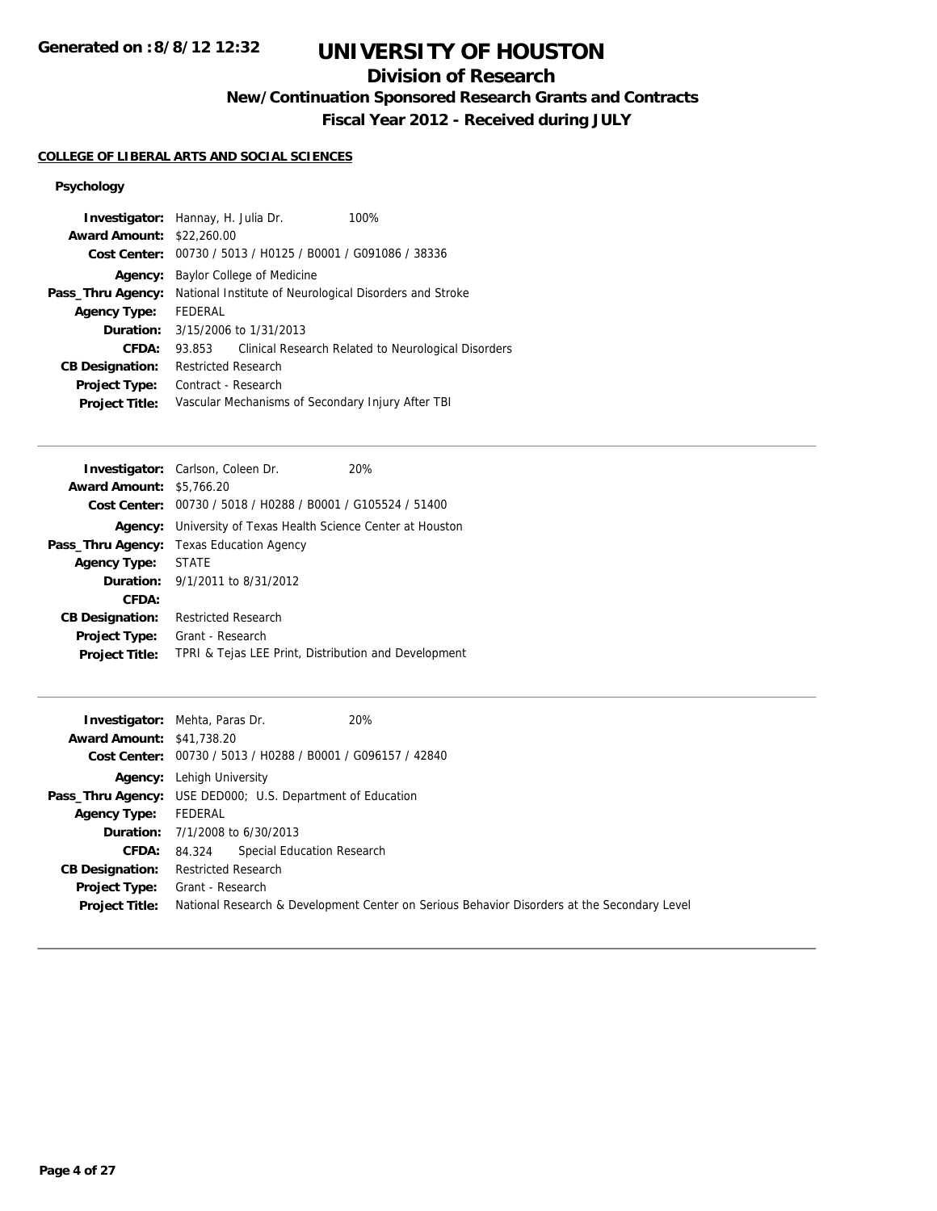**Generated on :8/8/12 12:32**

# UNIVERSITY OF HOUSTON

## Division of Research

### New/Continuation Sponsored Research Grants and Contracts

### Fiscal Year 2012 - Received during JULY

**COLLEGE OF LIBERAL ARTS AND SOCIAL SCIENCES**

#### Psychology

**Investigator:** Hannay, H. Julia Dr. 100%
**Award Amount:** $22,260.00
**Cost Center:** 00730 / 5013 / H0125 / B0001 / G091086 / 38336
**Agency:** Baylor College of Medicine
**Pass_Thru Agency:** National Institute of Neurological Disorders and Stroke
**Agency Type:** FEDERAL
**Duration:** 3/15/2006 to 1/31/2013
**CFDA:** 93.853 Clinical Research Related to Neurological Disorders
**CB Designation:** Restricted Research
**Project Type:** Contract - Research
**Project Title:** Vascular Mechanisms of Secondary Injury After TBI

---

**Investigator:** Carlson, Coleen Dr. 20%
**Award Amount:** $5,766.20
**Cost Center:** 00730 / 5018 / H0288 / B0001 / G105524 / 51400
**Agency:** University of Texas Health Science Center at Houston
**Pass_Thru Agency:** Texas Education Agency
**Agency Type:** STATE
**Duration:** 9/1/2011 to 8/31/2012
**CFDA:**
**CB Designation:** Restricted Research
**Project Type:** Grant - Research
**Project Title:** TPRI & Tejas LEE Print, Distribution and Development

---

**Investigator:** Mehta, Paras Dr. 20%
**Award Amount:** $41,738.20
**Cost Center:** 00730 / 5013 / H0288 / B0001 / G096157 / 42840
**Agency:** Lehigh University
**Pass_Thru Agency:** USE DED000; U.S. Department of Education
**Agency Type:** FEDERAL
**Duration:** 7/1/2008 to 6/30/2013
**CFDA:** 84.324 Special Education Research
**CB Designation:** Restricted Research
**Project Type:** Grant - Research
**Project Title:** National Research & Development Center on Serious Behavior Disorders at the Secondary Level

---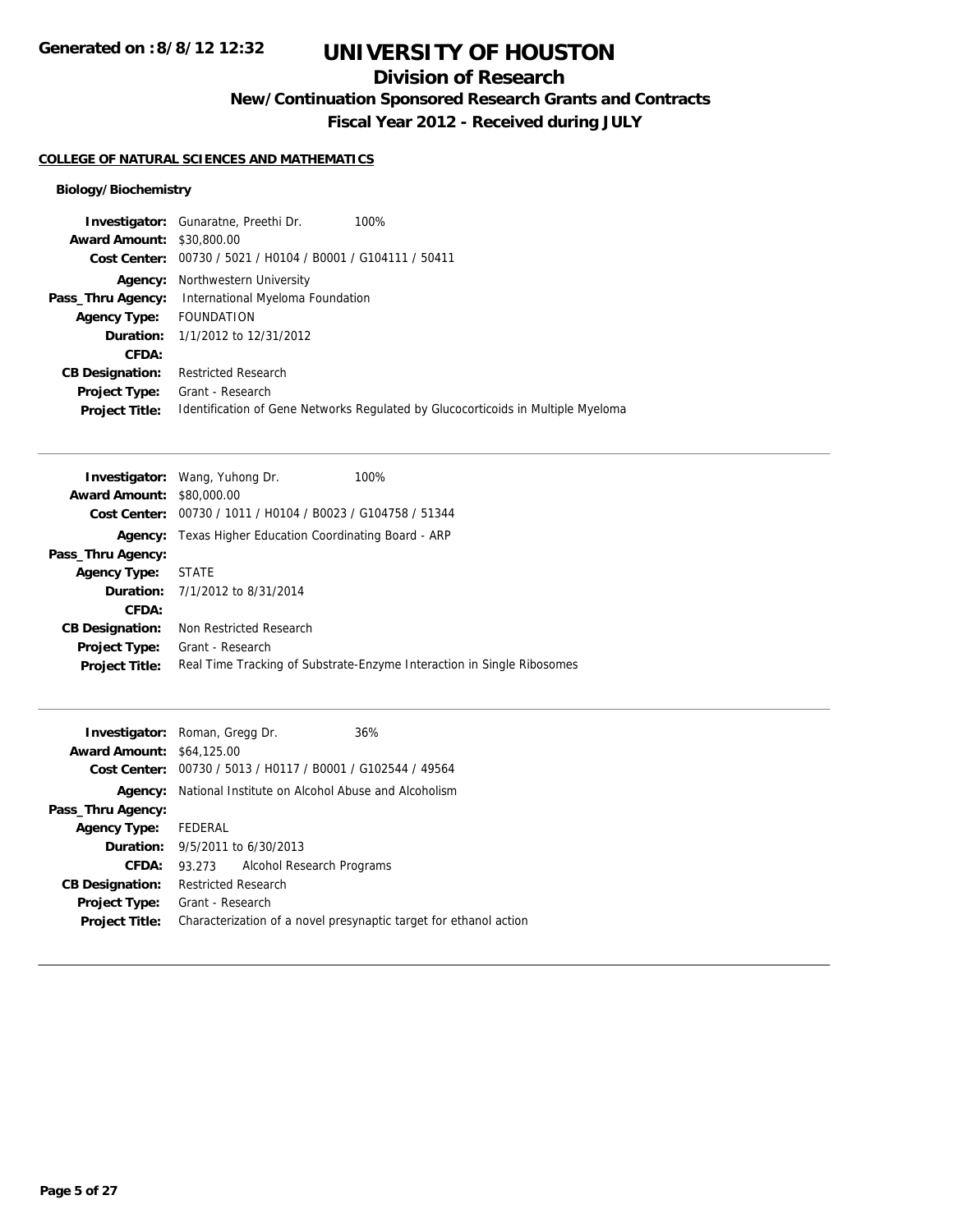# UNIVERSITY OF HOUSTON

## Division of Research

### New/Continuation Sponsored Research Grants and Contracts

### Fiscal Year 2012 - Received during JULY

Generated on :8/8/12 12:32

**COLLEGE OF NATURAL SCIENCES AND MATHEMATICS**

**Biology/Biochemistry**

**Investigator:** Gunaratne, Preethi Dr. 100%
**Award Amount:** $30,800.00
**Cost Center:** 00730 / 5021 / H0104 / B0001 / G104111 / 50411
**Agency:** Northwestern University
**Pass_Thru Agency:** International Myeloma Foundation
**Agency Type:** FOUNDATION
**Duration:** 1/1/2012 to 12/31/2012
**CFDA:**
**CB Designation:** Restricted Research
**Project Type:** Grant - Research
**Project Title:** Identification of Gene Networks Regulated by Glucocorticoids in Multiple Myeloma

---

**Investigator:** Wang, Yuhong Dr. 100%
**Award Amount:** $80,000.00
**Cost Center:** 00730 / 1011 / H0104 / B0023 / G104758 / 51344
**Agency:** Texas Higher Education Coordinating Board - ARP
**Pass_Thru Agency:**
**Agency Type:** STATE
**Duration:** 7/1/2012 to 8/31/2014
**CFDA:**
**CB Designation:** Non Restricted Research
**Project Type:** Grant - Research
**Project Title:** Real Time Tracking of Substrate-Enzyme Interaction in Single Ribosomes

---

**Investigator:** Roman, Gregg Dr. 36%
**Award Amount:** $64,125.00
**Cost Center:** 00730 / 5013 / H0117 / B0001 / G102544 / 49564
**Agency:** National Institute on Alcohol Abuse and Alcoholism
**Pass_Thru Agency:**
**Agency Type:** FEDERAL
**Duration:** 9/5/2011 to 6/30/2013
**CFDA:** 93.273 Alcohol Research Programs
**CB Designation:** Restricted Research
**Project Type:** Grant - Research
**Project Title:** Characterization of a novel presynaptic target for ethanol action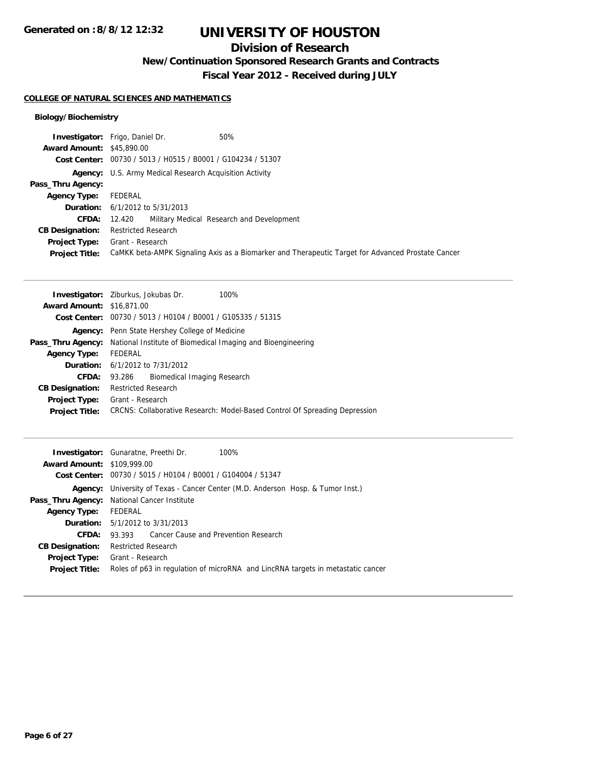# UNIVERSITY OF HOUSTON

## Division of Research

### New/Continuation Sponsored Research Grants and Contracts

### Fiscal Year 2012 - Received during JULY

Generated on :8/8/12 12:32

**COLLEGE OF NATURAL SCIENCES AND MATHEMATICS**

**Biology/Biochemistry**

**Investigator:** Frigo, Daniel Dr. 50%
**Award Amount:** $45,890.00
**Cost Center:** 00730 / 5013 / H0515 / B0001 / G104234 / 51307
**Agency:** U.S. Army Medical Research Acquisition Activity
**Pass_Thru Agency:**
**Agency Type:** FEDERAL
**Duration:** 6/1/2012 to 5/31/2013
**CFDA:** 12.420 Military Medical Research and Development
**CB Designation:** Restricted Research
**Project Type:** Grant - Research
**Project Title:** CaMKK beta-AMPK Signaling Axis as a Biomarker and Therapeutic Target for Advanced Prostate Cancer

---

**Investigator:** Ziburkus, Jokubas Dr. 100%
**Award Amount:** $16,871.00
**Cost Center:** 00730 / 5013 / H0104 / B0001 / G105335 / 51315
**Agency:** Penn State Hershey College of Medicine
**Pass_Thru Agency:** National Institute of Biomedical Imaging and Bioengineering
**Agency Type:** FEDERAL
**Duration:** 6/1/2012 to 7/31/2012
**CFDA:** 93.286 Biomedical Imaging Research
**CB Designation:** Restricted Research
**Project Type:** Grant - Research
**Project Title:** CRCNS: Collaborative Research: Model-Based Control Of Spreading Depression

---

**Investigator:** Gunaratne, Preethi Dr. 100%
**Award Amount:** $109,999.00
**Cost Center:** 00730 / 5015 / H0104 / B0001 / G104004 / 51347
**Agency:** University of Texas - Cancer Center (M.D. Anderson Hosp. & Tumor Inst.)
**Pass_Thru Agency:** National Cancer Institute
**Agency Type:** FEDERAL
**Duration:** 5/1/2012 to 3/31/2013
**CFDA:** 93.393 Cancer Cause and Prevention Research
**CB Designation:** Restricted Research
**Project Type:** Grant - Research
**Project Title:** Roles of p63 in regulation of microRNA and LincRNA targets in metastatic cancer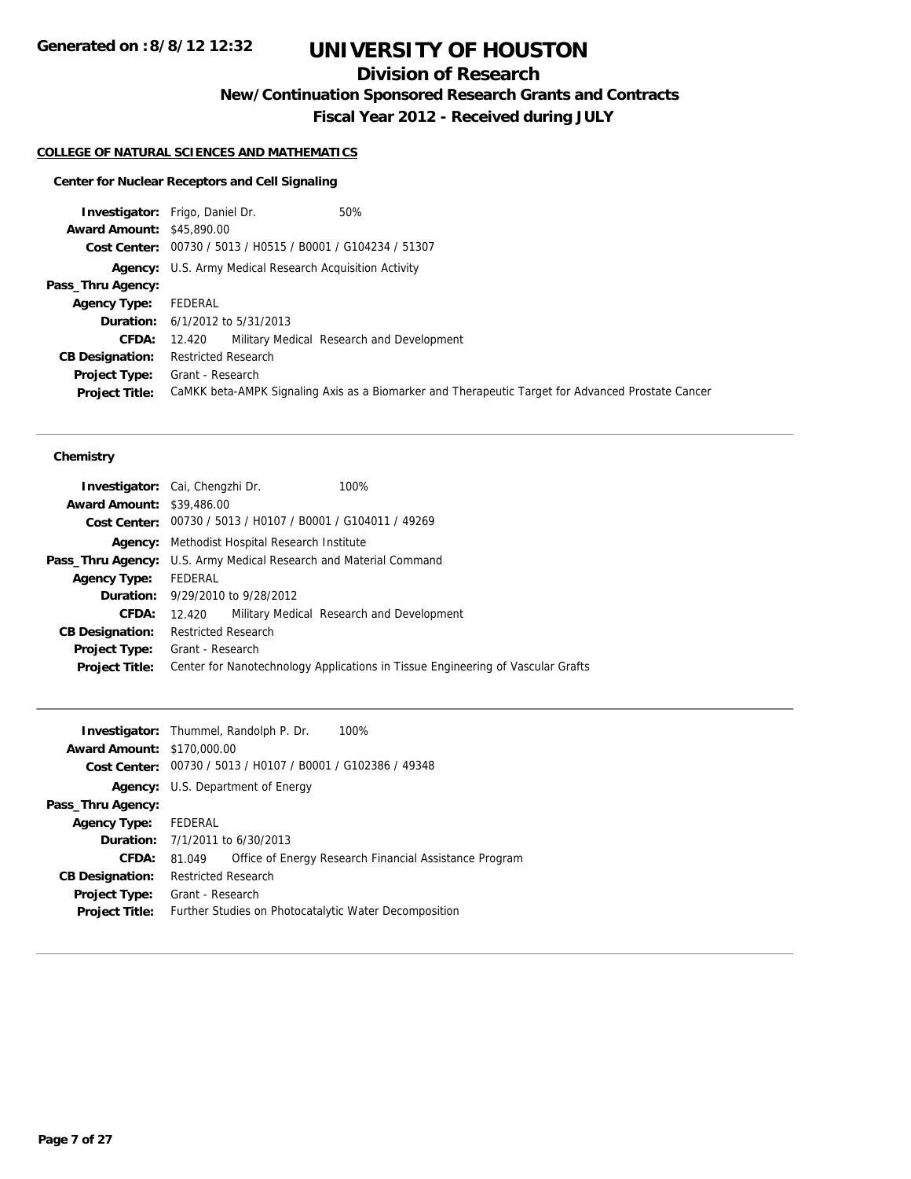**Generated on :8/8/12 12:32**

# UNIVERSITY OF HOUSTON

## Division of Research

### New/Continuation Sponsored Research Grants and Contracts

### Fiscal Year 2012 - Received during JULY

**COLLEGE OF NATURAL SCIENCES AND MATHEMATICS**

**Center for Nuclear Receptors and Cell Signaling**

**Investigator:** Frigo, Daniel Dr. 50%
**Award Amount:** $45,890.00
**Cost Center:** 00730 / 5013 / H0515 / B0001 / G104234 / 51307
**Agency:** U.S. Army Medical Research Acquisition Activity
**Pass_Thru Agency:**
**Agency Type:** FEDERAL
**Duration:** 6/1/2012 to 5/31/2013
**CFDA:** 12.420 Military Medical Research and Development
**CB Designation:** Restricted Research
**Project Type:** Grant - Research
**Project Title:** CaMKK beta-AMPK Signaling Axis as a Biomarker and Therapeutic Target for Advanced Prostate Cancer

---

**Chemistry**

**Investigator:** Cai, Chengzhi Dr. 100%
**Award Amount:** $39,486.00
**Cost Center:** 00730 / 5013 / H0107 / B0001 / G104011 / 49269
**Agency:** Methodist Hospital Research Institute
**Pass_Thru Agency:** U.S. Army Medical Research and Material Command
**Agency Type:** FEDERAL
**Duration:** 9/29/2010 to 9/28/2012
**CFDA:** 12.420 Military Medical Research and Development
**CB Designation:** Restricted Research
**Project Type:** Grant - Research
**Project Title:** Center for Nanotechnology Applications in Tissue Engineering of Vascular Grafts

---

**Investigator:** Thummel, Randolph P. Dr. 100%
**Award Amount:** $170,000.00
**Cost Center:** 00730 / 5013 / H0107 / B0001 / G102386 / 49348
**Agency:** U.S. Department of Energy
**Pass_Thru Agency:**
**Agency Type:** FEDERAL
**Duration:** 7/1/2011 to 6/30/2013
**CFDA:** 81.049 Office of Energy Research Financial Assistance Program
**CB Designation:** Restricted Research
**Project Type:** Grant - Research
**Project Title:** Further Studies on Photocatalytic Water Decomposition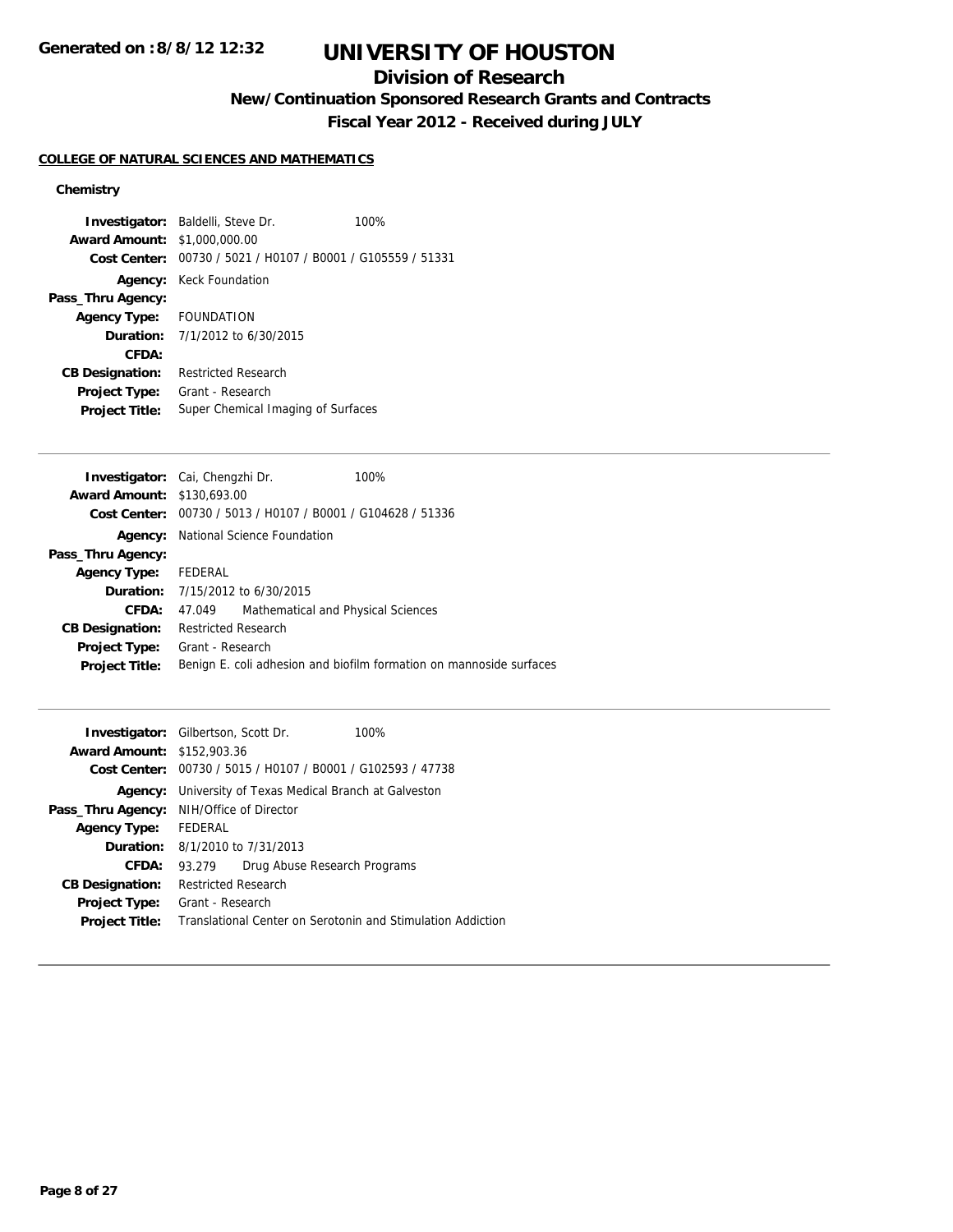# UNIVERSITY OF HOUSTON

## Division of Research

### New/Continuation Sponsored Research Grants and Contracts

### Fiscal Year 2012 - Received during JULY

Generated on :8/8/12 12:32

**COLLEGE OF NATURAL SCIENCES AND MATHEMATICS**

**Chemistry**

**Investigator:** Baldelli, Steve Dr. 100%
**Award Amount:** $1,000,000.00
**Cost Center:** 00730 / 5021 / H0107 / B0001 / G105559 / 51331
**Agency:** Keck Foundation
**Pass_Thru Agency:**
**Agency Type:** FOUNDATION
**Duration:** 7/1/2012 to 6/30/2015
**CFDA:**
**CB Designation:** Restricted Research
**Project Type:** Grant - Research
**Project Title:** Super Chemical Imaging of Surfaces

---

**Investigator:** Cai, Chengzhi Dr. 100%
**Award Amount:** $130,693.00
**Cost Center:** 00730 / 5013 / H0107 / B0001 / G104628 / 51336
**Agency:** National Science Foundation
**Pass_Thru Agency:**
**Agency Type:** FEDERAL
**Duration:** 7/15/2012 to 6/30/2015
**CFDA:** 47.049 Mathematical and Physical Sciences
**CB Designation:** Restricted Research
**Project Type:** Grant - Research
**Project Title:** Benign E. coli adhesion and biofilm formation on mannoside surfaces

---

**Investigator:** Gilbertson, Scott Dr. 100%
**Award Amount:** $152,903.36
**Cost Center:** 00730 / 5015 / H0107 / B0001 / G102593 / 47738
**Agency:** University of Texas Medical Branch at Galveston
**Pass_Thru Agency:** NIH/Office of Director
**Agency Type:** FEDERAL
**Duration:** 8/1/2010 to 7/31/2013
**CFDA:** 93.279 Drug Abuse Research Programs
**CB Designation:** Restricted Research
**Project Type:** Grant - Research
**Project Title:** Translational Center on Serotonin and Stimulation Addiction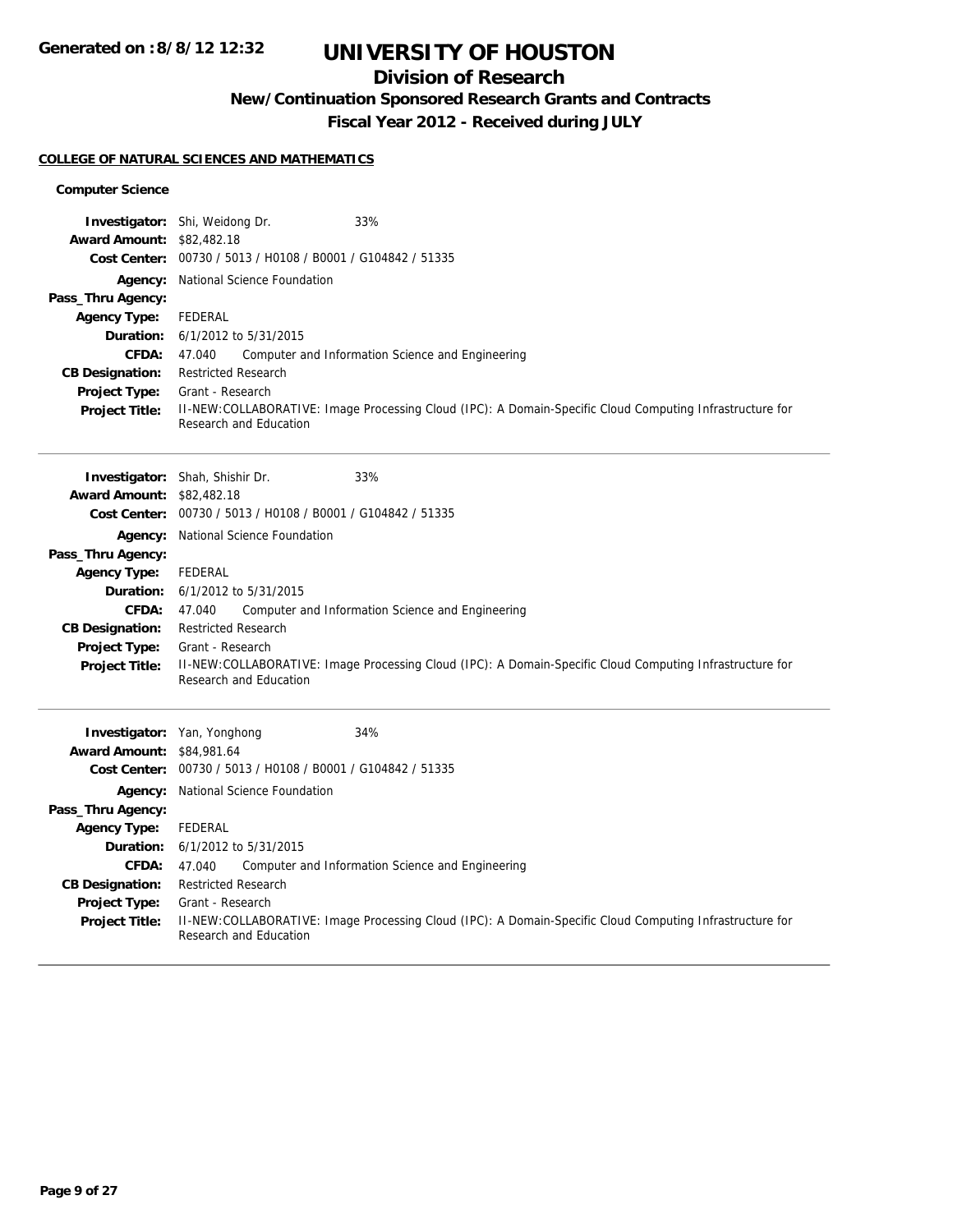# UNIVERSITY OF HOUSTON

## Division of Research

### New/Continuation Sponsored Research Grants and Contracts

### Fiscal Year 2012 - Received during JULY

**Generated on :8/8/12 12:32**

**COLLEGE OF NATURAL SCIENCES AND MATHEMATICS**

**Computer Science**

| | |
|---|---|
| **Investigator:** | Shi, Weidong Dr. 33% |
| **Award Amount:** | $82,482.18 |
| **Cost Center:** | 00730 / 5013 / H0108 / B0001 / G104842 / 51335 |
| **Agency:** | National Science Foundation |
| **Pass_Thru Agency:** | |
| **Agency Type:** | FEDERAL |
| **Duration:** | 6/1/2012 to 5/31/2015 |
| **CFDA:** | 47.040 Computer and Information Science and Engineering |
| **CB Designation:** | Restricted Research |
| **Project Type:** | Grant - Research |
| **Project Title:** | II-NEW:COLLABORATIVE: Image Processing Cloud (IPC): A Domain-Specific Cloud Computing Infrastructure for Research and Education |

| | |
|---|---|
| **Investigator:** | Shah, Shishir Dr. 33% |
| **Award Amount:** | $82,482.18 |
| **Cost Center:** | 00730 / 5013 / H0108 / B0001 / G104842 / 51335 |
| **Agency:** | National Science Foundation |
| **Pass_Thru Agency:** | |
| **Agency Type:** | FEDERAL |
| **Duration:** | 6/1/2012 to 5/31/2015 |
| **CFDA:** | 47.040 Computer and Information Science and Engineering |
| **CB Designation:** | Restricted Research |
| **Project Type:** | Grant - Research |
| **Project Title:** | II-NEW:COLLABORATIVE: Image Processing Cloud (IPC): A Domain-Specific Cloud Computing Infrastructure for Research and Education |

| | |
|---|---|
| **Investigator:** | Yan, Yonghong 34% |
| **Award Amount:** | $84,981.64 |
| **Cost Center:** | 00730 / 5013 / H0108 / B0001 / G104842 / 51335 |
| **Agency:** | National Science Foundation |
| **Pass_Thru Agency:** | |
| **Agency Type:** | FEDERAL |
| **Duration:** | 6/1/2012 to 5/31/2015 |
| **CFDA:** | 47.040 Computer and Information Science and Engineering |
| **CB Designation:** | Restricted Research |
| **Project Type:** | Grant - Research |
| **Project Title:** | II-NEW:COLLABORATIVE: Image Processing Cloud (IPC): A Domain-Specific Cloud Computing Infrastructure for Research and Education |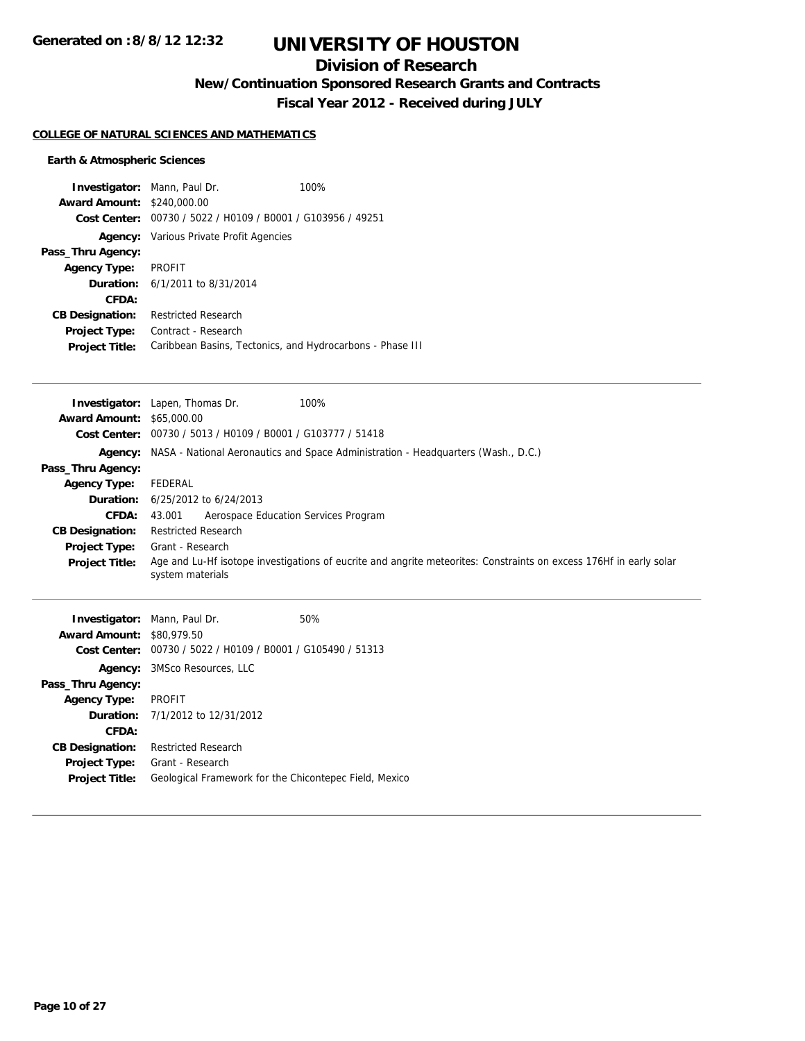# UNIVERSITY OF HOUSTON

## Division of Research

### New/Continuation Sponsored Research Grants and Contracts

### Fiscal Year 2012 - Received during JULY

**Generated on :8/8/12 12:32**

**COLLEGE OF NATURAL SCIENCES AND MATHEMATICS**

**Earth & Atmospheric Sciences**

**Investigator:** Mann, Paul Dr. 100%
**Award Amount:** $240,000.00
**Cost Center:** 00730 / 5022 / H0109 / B0001 / G103956 / 49251
**Agency:** Various Private Profit Agencies
**Pass_Thru Agency:**
**Agency Type:** PROFIT
**Duration:** 6/1/2011 to 8/31/2014
**CFDA:**
**CB Designation:** Restricted Research
**Project Type:** Contract - Research
**Project Title:** Caribbean Basins, Tectonics, and Hydrocarbons - Phase III

---

**Investigator:** Lapen, Thomas Dr. 100%
**Award Amount:** $65,000.00
**Cost Center:** 00730 / 5013 / H0109 / B0001 / G103777 / 51418
**Agency:** NASA - National Aeronautics and Space Administration - Headquarters (Wash., D.C.)
**Pass_Thru Agency:**
**Agency Type:** FEDERAL
**Duration:** 6/25/2012 to 6/24/2013
**CFDA:** 43.001 Aerospace Education Services Program
**CB Designation:** Restricted Research
**Project Type:** Grant - Research
**Project Title:** Age and Lu-Hf isotope investigations of eucrite and angrite meteorites: Constraints on excess 176Hf in early solar system materials

---

**Investigator:** Mann, Paul Dr. 50%
**Award Amount:** $80,979.50
**Cost Center:** 00730 / 5022 / H0109 / B0001 / G105490 / 51313
**Agency:** 3MSco Resources, LLC
**Pass_Thru Agency:**
**Agency Type:** PROFIT
**Duration:** 7/1/2012 to 12/31/2012
**CFDA:**
**CB Designation:** Restricted Research
**Project Type:** Grant - Research
**Project Title:** Geological Framework for the Chicontepec Field, Mexico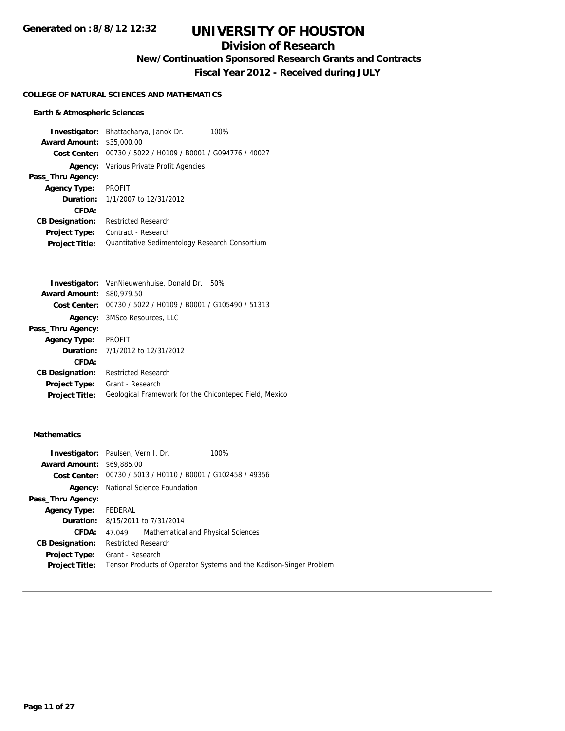# UNIVERSITY OF HOUSTON

## Division of Research

### New/Continuation Sponsored Research Grants and Contracts

### Fiscal Year 2012 - Received during JULY

**Generated on :8/8/12 12:32**

**COLLEGE OF NATURAL SCIENCES AND MATHEMATICS**

**Earth & Atmospheric Sciences**

**Investigator:** Bhattacharya, Janok Dr. 100%
**Award Amount:** $35,000.00
**Cost Center:** 00730 / 5022 / H0109 / B0001 / G094776 / 40027
**Agency:** Various Private Profit Agencies
**Pass_Thru Agency:**
**Agency Type:** PROFIT
**Duration:** 1/1/2007 to 12/31/2012
**CFDA:**
**CB Designation:** Restricted Research
**Project Type:** Contract - Research
**Project Title:** Quantitative Sedimentology Research Consortium

---

**Investigator:** VanNieuwenhuise, Donald Dr. 50%
**Award Amount:** $80,979.50
**Cost Center:** 00730 / 5022 / H0109 / B0001 / G105490 / 51313
**Agency:** 3MSco Resources, LLC
**Pass_Thru Agency:**
**Agency Type:** PROFIT
**Duration:** 7/1/2012 to 12/31/2012
**CFDA:**
**CB Designation:** Restricted Research
**Project Type:** Grant - Research
**Project Title:** Geological Framework for the Chicontepec Field, Mexico

---

**Mathematics**

**Investigator:** Paulsen, Vern I. Dr. 100%
**Award Amount:** $69,885.00
**Cost Center:** 00730 / 5013 / H0110 / B0001 / G102458 / 49356
**Agency:** National Science Foundation
**Pass_Thru Agency:**
**Agency Type:** FEDERAL
**Duration:** 8/15/2011 to 7/31/2014
**CFDA:** 47.049 Mathematical and Physical Sciences
**CB Designation:** Restricted Research
**Project Type:** Grant - Research
**Project Title:** Tensor Products of Operator Systems and the Kadison-Singer Problem

---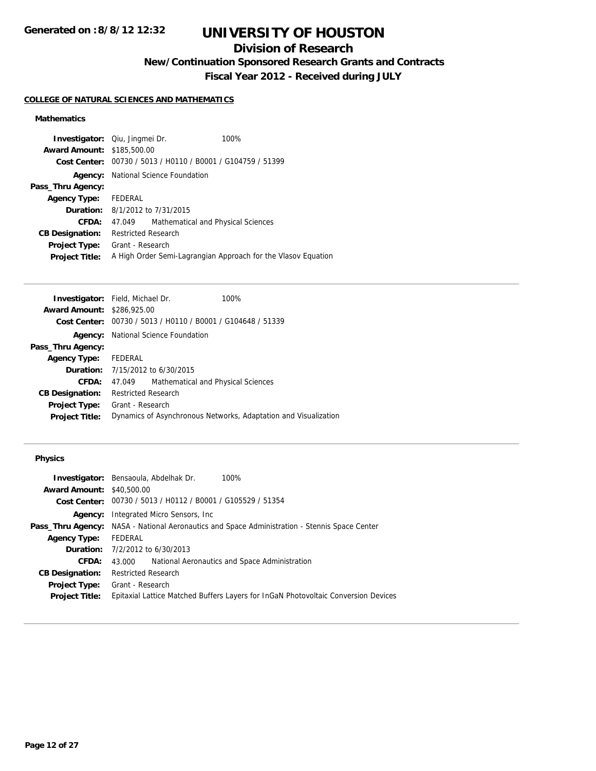# UNIVERSITY OF HOUSTON

## Division of Research

### New/Continuation Sponsored Research Grants and Contracts

### Fiscal Year 2012 - Received during JULY

Generated on :8/8/12 12:32

**COLLEGE OF NATURAL SCIENCES AND MATHEMATICS**

**Mathematics**

**Investigator:** Qiu, Jingmei Dr. 100%
**Award Amount:** $185,500.00
**Cost Center:** 00730 / 5013 / H0110 / B0001 / G104759 / 51399
**Agency:** National Science Foundation
**Pass_Thru Agency:**
**Agency Type:** FEDERAL
**Duration:** 8/1/2012 to 7/31/2015
**CFDA:** 47.049 Mathematical and Physical Sciences
**CB Designation:** Restricted Research
**Project Type:** Grant - Research
**Project Title:** A High Order Semi-Lagrangian Approach for the Vlasov Equation

---

**Investigator:** Field, Michael Dr. 100%
**Award Amount:** $286,925.00
**Cost Center:** 00730 / 5013 / H0110 / B0001 / G104648 / 51339
**Agency:** National Science Foundation
**Pass_Thru Agency:**
**Agency Type:** FEDERAL
**Duration:** 7/15/2012 to 6/30/2015
**CFDA:** 47.049 Mathematical and Physical Sciences
**CB Designation:** Restricted Research
**Project Type:** Grant - Research
**Project Title:** Dynamics of Asynchronous Networks, Adaptation and Visualization

---

**Physics**

**Investigator:** Bensaoula, Abdelhak Dr. 100%
**Award Amount:** $40,500.00
**Cost Center:** 00730 / 5013 / H0112 / B0001 / G105529 / 51354
**Agency:** Integrated Micro Sensors, Inc
**Pass_Thru Agency:** NASA - National Aeronautics and Space Administration - Stennis Space Center
**Agency Type:** FEDERAL
**Duration:** 7/2/2012 to 6/30/2013
**CFDA:** 43.000 National Aeronautics and Space Administration
**CB Designation:** Restricted Research
**Project Type:** Grant - Research
**Project Title:** Epitaxial Lattice Matched Buffers Layers for InGaN Photovoltaic Conversion Devices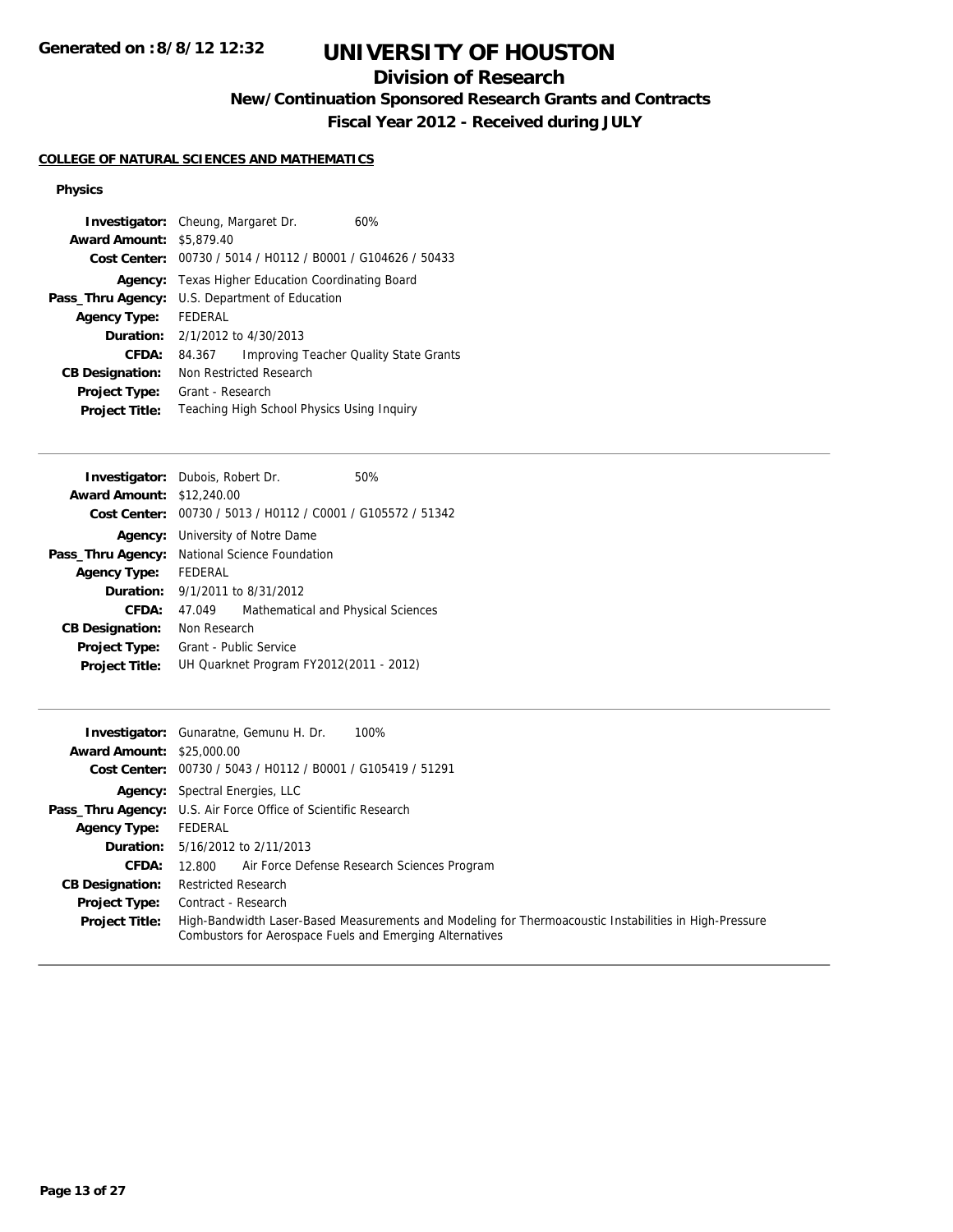# UNIVERSITY OF HOUSTON

## Division of Research

### New/Continuation Sponsored Research Grants and Contracts

### Fiscal Year 2012 - Received during JULY

Generated on :8/8/12 12:32

**COLLEGE OF NATURAL SCIENCES AND MATHEMATICS**

**Physics**

**Investigator:** Cheung, Margaret Dr. 60%
**Award Amount:** $5,879.40
**Cost Center:** 00730 / 5014 / H0112 / B0001 / G104626 / 50433
**Agency:** Texas Higher Education Coordinating Board
**Pass_Thru Agency:** U.S. Department of Education
**Agency Type:** FEDERAL
**Duration:** 2/1/2012 to 4/30/2013
**CFDA:** 84.367 Improving Teacher Quality State Grants
**CB Designation:** Non Restricted Research
**Project Type:** Grant - Research
**Project Title:** Teaching High School Physics Using Inquiry

---

**Investigator:** Dubois, Robert Dr. 50%
**Award Amount:** $12,240.00
**Cost Center:** 00730 / 5013 / H0112 / C0001 / G105572 / 51342
**Agency:** University of Notre Dame
**Pass_Thru Agency:** National Science Foundation
**Agency Type:** FEDERAL
**Duration:** 9/1/2011 to 8/31/2012
**CFDA:** 47.049 Mathematical and Physical Sciences
**CB Designation:** Non Research
**Project Type:** Grant - Public Service
**Project Title:** UH Quarknet Program FY2012(2011 - 2012)

---

**Investigator:** Gunaratne, Gemunu H. Dr. 100%
**Award Amount:** $25,000.00
**Cost Center:** 00730 / 5043 / H0112 / B0001 / G105419 / 51291
**Agency:** Spectral Energies, LLC
**Pass_Thru Agency:** U.S. Air Force Office of Scientific Research
**Agency Type:** FEDERAL
**Duration:** 5/16/2012 to 2/11/2013
**CFDA:** 12.800 Air Force Defense Research Sciences Program
**CB Designation:** Restricted Research
**Project Type:** Contract - Research
**Project Title:** High-Bandwidth Laser-Based Measurements and Modeling for Thermoacoustic Instabilities in High-Pressure Combustors for Aerospace Fuels and Emerging Alternatives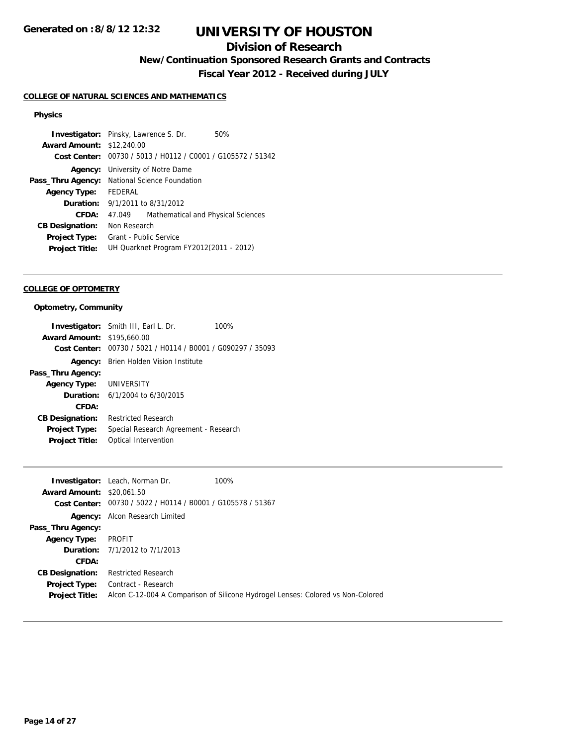# UNIVERSITY OF HOUSTON

## Division of Research

### New/Continuation Sponsored Research Grants and Contracts

### Fiscal Year 2012 - Received during JULY

Generated on :8/8/12 12:32

**COLLEGE OF NATURAL SCIENCES AND MATHEMATICS**

**Physics**

**Investigator:** Pinsky, Lawrence S. Dr. 50%
**Award Amount:** $12,240.00
**Cost Center:** 00730 / 5013 / H0112 / C0001 / G105572 / 51342
**Agency:** University of Notre Dame
**Pass_Thru Agency:** National Science Foundation
**Agency Type:** FEDERAL
**Duration:** 9/1/2011 to 8/31/2012
**CFDA:** 47.049 Mathematical and Physical Sciences
**CB Designation:** Non Research
**Project Type:** Grant - Public Service
**Project Title:** UH Quarknet Program FY2012(2011 - 2012)

---

**COLLEGE OF OPTOMETRY**

**Optometry, Community**

**Investigator:** Smith III, Earl L. Dr. 100%
**Award Amount:** $195,660.00
**Cost Center:** 00730 / 5021 / H0114 / B0001 / G090297 / 35093
**Agency:** Brien Holden Vision Institute
**Pass_Thru Agency:**
**Agency Type:** UNIVERSITY
**Duration:** 6/1/2004 to 6/30/2015
**CFDA:**
**CB Designation:** Restricted Research
**Project Type:** Special Research Agreement - Research
**Project Title:** Optical Intervention

---

**Investigator:** Leach, Norman Dr. 100%
**Award Amount:** $20,061.50
**Cost Center:** 00730 / 5022 / H0114 / B0001 / G105578 / 51367
**Agency:** Alcon Research Limited
**Pass_Thru Agency:**
**Agency Type:** PROFIT
**Duration:** 7/1/2012 to 7/1/2013
**CFDA:**
**CB Designation:** Restricted Research
**Project Type:** Contract - Research
**Project Title:** Alcon C-12-004 A Comparison of Silicone Hydrogel Lenses: Colored vs Non-Colored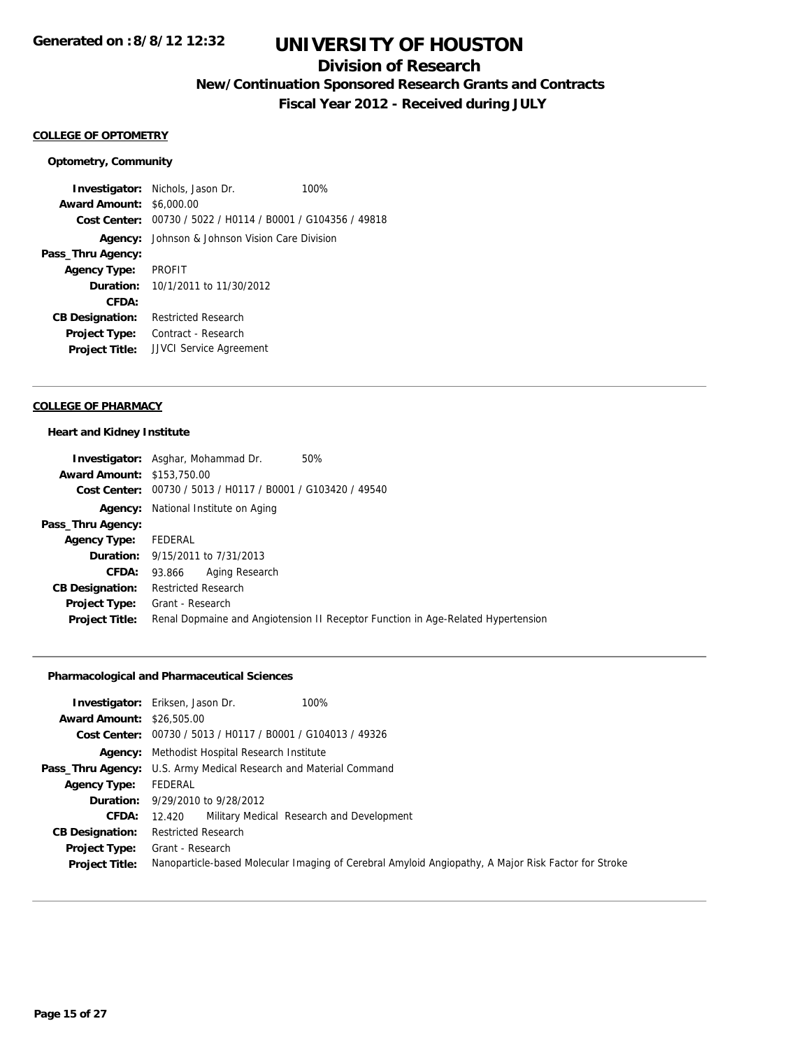# UNIVERSITY OF HOUSTON

## Division of Research

### New/Continuation Sponsored Research Grants and Contracts

### Fiscal Year 2012 - Received during JULY

Generated on :8/8/12 12:32

**COLLEGE OF OPTOMETRY**

**Optometry, Community**

**Investigator:** Nichols, Jason Dr. 100%
**Award Amount:** $6,000.00
**Cost Center:** 00730 / 5022 / H0114 / B0001 / G104356 / 49818
**Agency:** Johnson & Johnson Vision Care Division
**Pass_Thru Agency:**
**Agency Type:** PROFIT
**Duration:** 10/1/2011 to 11/30/2012
**CFDA:**
**CB Designation:** Restricted Research
**Project Type:** Contract - Research
**Project Title:** JJVCI Service Agreement

---

**COLLEGE OF PHARMACY**

**Heart and Kidney Institute**

**Investigator:** Asghar, Mohammad Dr. 50%
**Award Amount:** $153,750.00
**Cost Center:** 00730 / 5013 / H0117 / B0001 / G103420 / 49540
**Agency:** National Institute on Aging
**Pass_Thru Agency:**
**Agency Type:** FEDERAL
**Duration:** 9/15/2011 to 7/31/2013
**CFDA:** 93.866 Aging Research
**CB Designation:** Restricted Research
**Project Type:** Grant - Research
**Project Title:** Renal Dopmaine and Angiotension II Receptor Function in Age-Related Hypertension

---

**Pharmacological and Pharmaceutical Sciences**

**Investigator:** Eriksen, Jason Dr. 100%
**Award Amount:** $26,505.00
**Cost Center:** 00730 / 5013 / H0117 / B0001 / G104013 / 49326
**Agency:** Methodist Hospital Research Institute
**Pass_Thru Agency:** U.S. Army Medical Research and Material Command
**Agency Type:** FEDERAL
**Duration:** 9/29/2010 to 9/28/2012
**CFDA:** 12.420 Military Medical Research and Development
**CB Designation:** Restricted Research
**Project Type:** Grant - Research
**Project Title:** Nanoparticle-based Molecular Imaging of Cerebral Amyloid Angiopathy, A Major Risk Factor for Stroke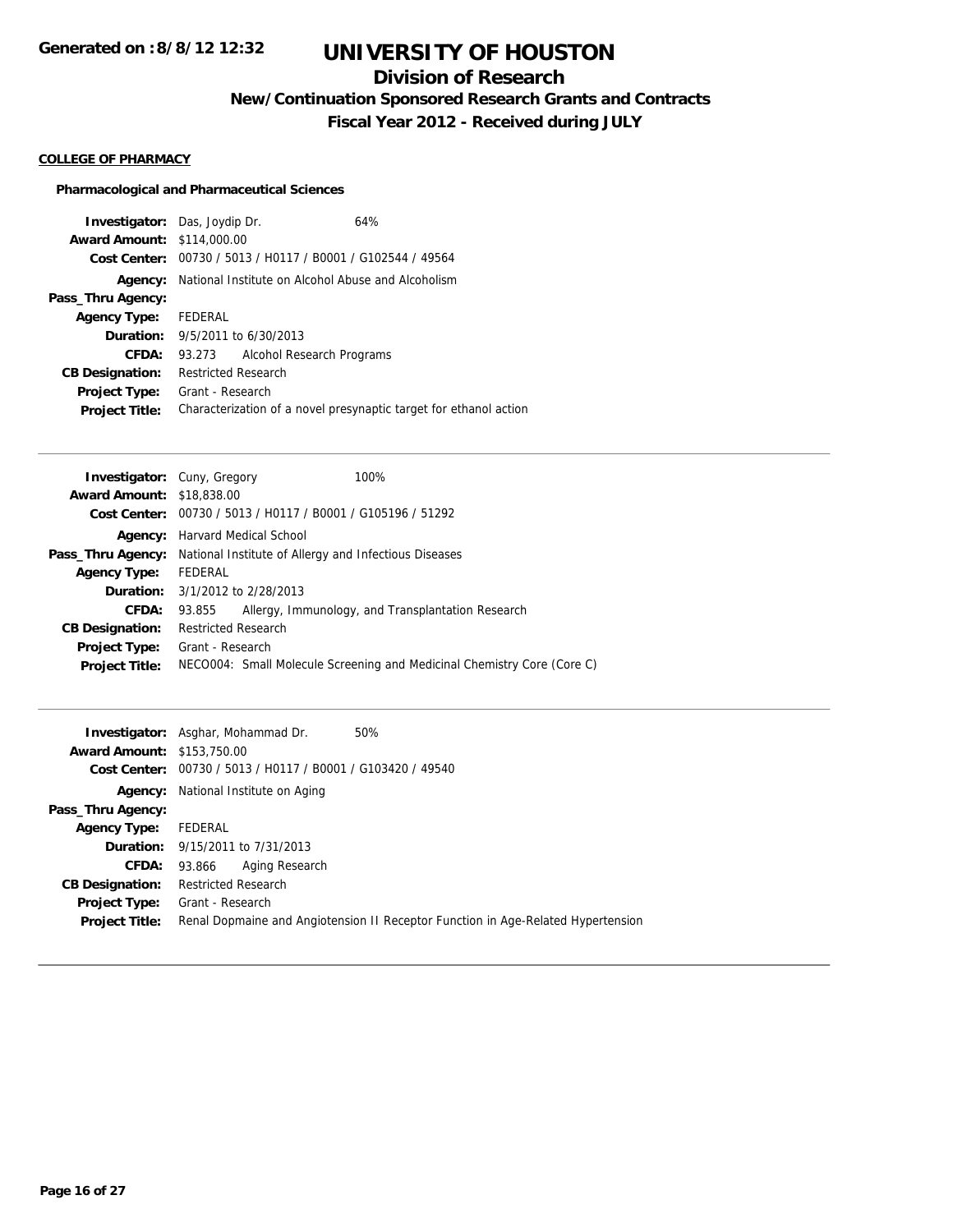# UNIVERSITY OF HOUSTON

## Division of Research

### New/Continuation Sponsored Research Grants and Contracts

### Fiscal Year 2012 - Received during JULY

Generated on :8/8/12 12:32

**COLLEGE OF PHARMACY**

**Pharmacological and Pharmaceutical Sciences**

**Investigator:** Das, Joydip Dr. 64%
**Award Amount:** $114,000.00
**Cost Center:** 00730 / 5013 / H0117 / B0001 / G102544 / 49564
**Agency:** National Institute on Alcohol Abuse and Alcoholism
**Pass_Thru Agency:**
**Agency Type:** FEDERAL
**Duration:** 9/5/2011 to 6/30/2013
**CFDA:** 93.273 Alcohol Research Programs
**CB Designation:** Restricted Research
**Project Type:** Grant - Research
**Project Title:** Characterization of a novel presynaptic target for ethanol action

---

**Investigator:** Cuny, Gregory 100%
**Award Amount:** $18,838.00
**Cost Center:** 00730 / 5013 / H0117 / B0001 / G105196 / 51292
**Agency:** Harvard Medical School
**Pass_Thru Agency:** National Institute of Allergy and Infectious Diseases
**Agency Type:** FEDERAL
**Duration:** 3/1/2012 to 2/28/2013
**CFDA:** 93.855 Allergy, Immunology, and Transplantation Research
**CB Designation:** Restricted Research
**Project Type:** Grant - Research
**Project Title:** NECO004: Small Molecule Screening and Medicinal Chemistry Core (Core C)

---

**Investigator:** Asghar, Mohammad Dr. 50%
**Award Amount:** $153,750.00
**Cost Center:** 00730 / 5013 / H0117 / B0001 / G103420 / 49540
**Agency:** National Institute on Aging
**Pass_Thru Agency:**
**Agency Type:** FEDERAL
**Duration:** 9/15/2011 to 7/31/2013
**CFDA:** 93.866 Aging Research
**CB Designation:** Restricted Research
**Project Type:** Grant - Research
**Project Title:** Renal Dopmaine and Angiotension II Receptor Function in Age-Related Hypertension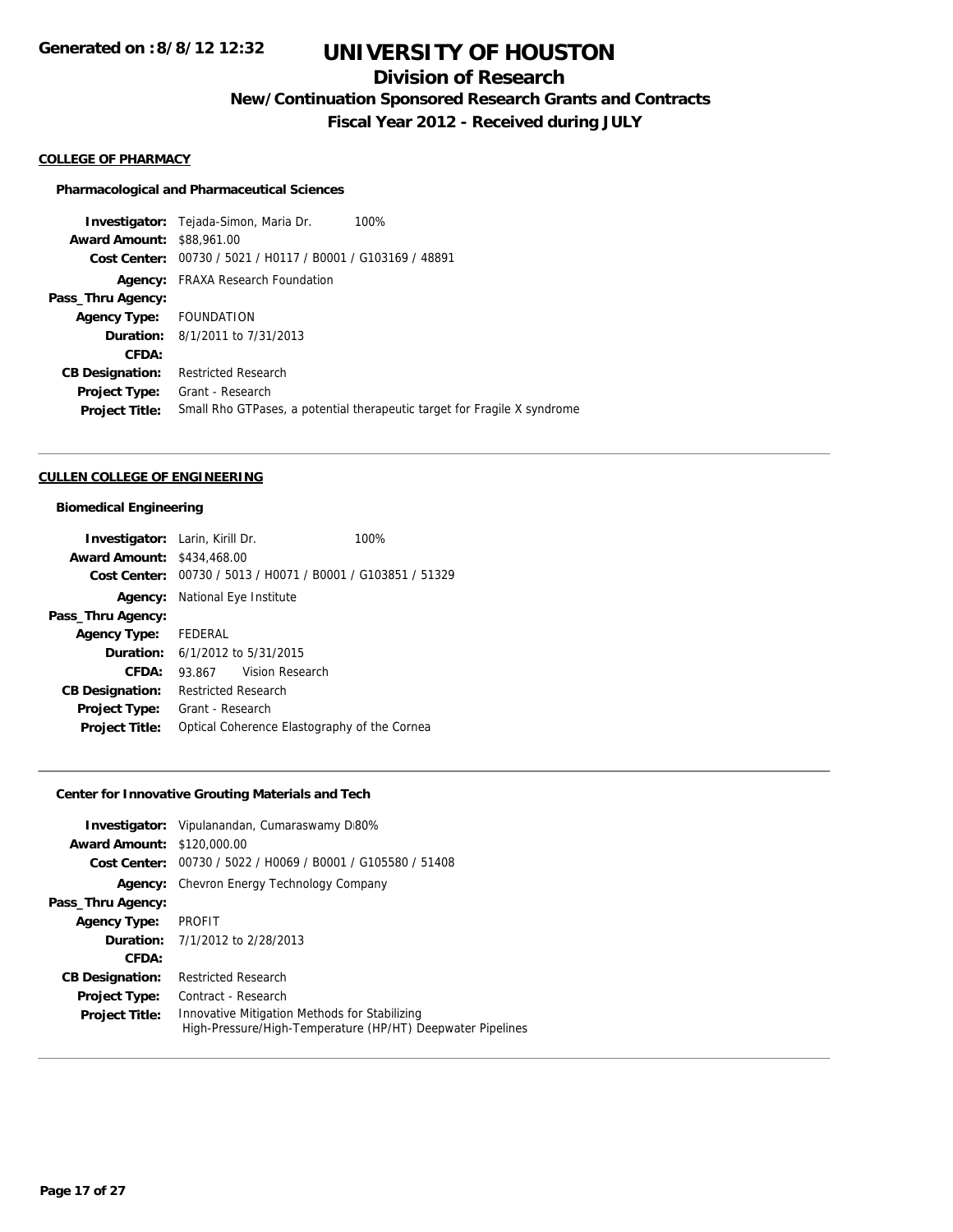# UNIVERSITY OF HOUSTON

## Division of Research

### New/Continuation Sponsored Research Grants and Contracts

### Fiscal Year 2012 - Received during JULY

**Generated on :8/8/12 12:32**

**COLLEGE OF PHARMACY**

**Pharmacological and Pharmaceutical Sciences**

**Investigator:** Tejada-Simon, Maria Dr. 100%
**Award Amount:** $88,961.00
**Cost Center:** 00730 / 5021 / H0117 / B0001 / G103169 / 48891
**Agency:** FRAXA Research Foundation
**Pass_Thru Agency:**
**Agency Type:** FOUNDATION
**Duration:** 8/1/2011 to 7/31/2013
**CFDA:**
**CB Designation:** Restricted Research
**Project Type:** Grant - Research
**Project Title:** Small Rho GTPases, a potential therapeutic target for Fragile X syndrome

---

**CULLEN COLLEGE OF ENGINEERING**

**Biomedical Engineering**

**Investigator:** Larin, Kirill Dr. 100%
**Award Amount:** $434,468.00
**Cost Center:** 00730 / 5013 / H0071 / B0001 / G103851 / 51329
**Agency:** National Eye Institute
**Pass_Thru Agency:**
**Agency Type:** FEDERAL
**Duration:** 6/1/2012 to 5/31/2015
**CFDA:** 93.867 Vision Research
**CB Designation:** Restricted Research
**Project Type:** Grant - Research
**Project Title:** Optical Coherence Elastography of the Cornea

---

**Center for Innovative Grouting Materials and Tech**

**Investigator:** Vipulanandan, Cumaraswamy D 80%
**Award Amount:** $120,000.00
**Cost Center:** 00730 / 5022 / H0069 / B0001 / G105580 / 51408
**Agency:** Chevron Energy Technology Company
**Pass_Thru Agency:**
**Agency Type:** PROFIT
**Duration:** 7/1/2012 to 2/28/2013
**CFDA:**
**CB Designation:** Restricted Research
**Project Type:** Contract - Research
**Project Title:** Innovative Mitigation Methods for Stabilizing High-Pressure/High-Temperature (HP/HT) Deepwater Pipelines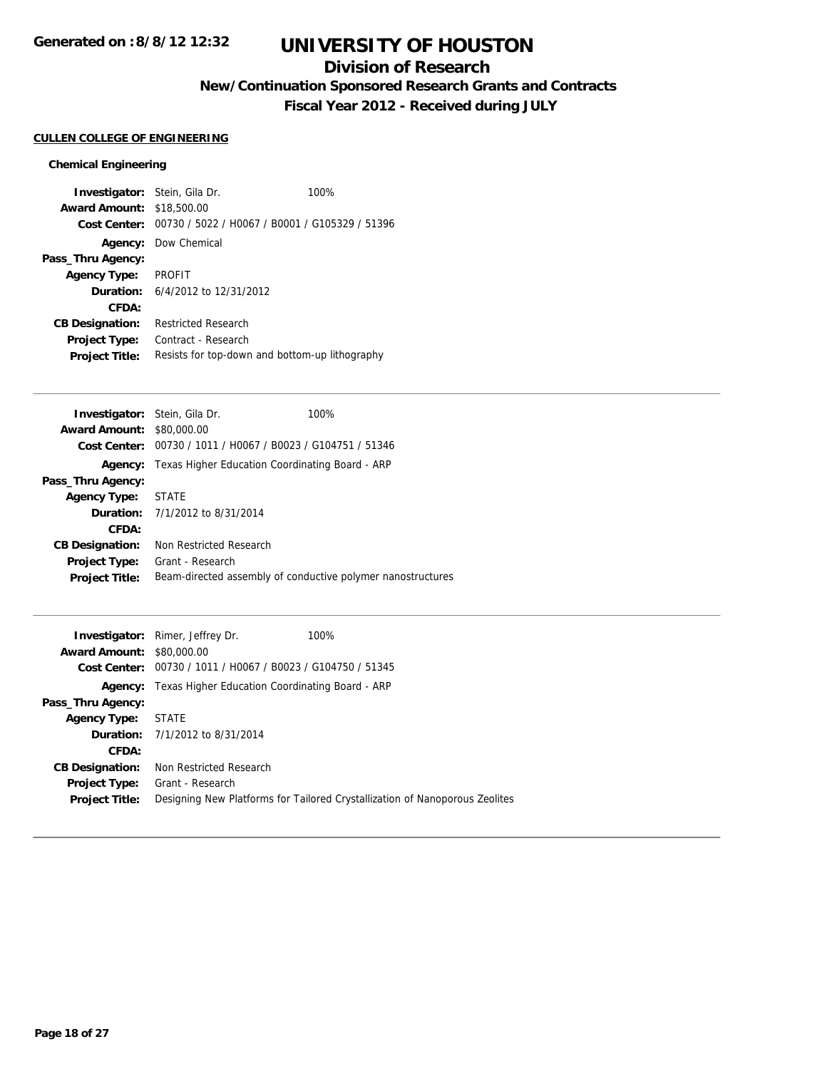# UNIVERSITY OF HOUSTON

## Division of Research

### New/Continuation Sponsored Research Grants and Contracts

### Fiscal Year 2012 - Received during JULY

Generated on :8/8/12 12:32

**CULLEN COLLEGE OF ENGINEERING**

**Chemical Engineering**

**Investigator:** Stein, Gila Dr. 100%
**Award Amount:** $18,500.00
**Cost Center:** 00730 / 5022 / H0067 / B0001 / G105329 / 51396
**Agency:** Dow Chemical
**Pass_Thru Agency:**
**Agency Type:** PROFIT
**Duration:** 6/4/2012 to 12/31/2012
**CFDA:**
**CB Designation:** Restricted Research
**Project Type:** Contract - Research
**Project Title:** Resists for top-down and bottom-up lithography

---

**Investigator:** Stein, Gila Dr. 100%
**Award Amount:** $80,000.00
**Cost Center:** 00730 / 1011 / H0067 / B0023 / G104751 / 51346
**Agency:** Texas Higher Education Coordinating Board - ARP
**Pass_Thru Agency:**
**Agency Type:** STATE
**Duration:** 7/1/2012 to 8/31/2014
**CFDA:**
**CB Designation:** Non Restricted Research
**Project Type:** Grant - Research
**Project Title:** Beam-directed assembly of conductive polymer nanostructures

---

**Investigator:** Rimer, Jeffrey Dr. 100%
**Award Amount:** $80,000.00
**Cost Center:** 00730 / 1011 / H0067 / B0023 / G104750 / 51345
**Agency:** Texas Higher Education Coordinating Board - ARP
**Pass_Thru Agency:**
**Agency Type:** STATE
**Duration:** 7/1/2012 to 8/31/2014
**CFDA:**
**CB Designation:** Non Restricted Research
**Project Type:** Grant - Research
**Project Title:** Designing New Platforms for Tailored Crystallization of Nanoporous Zeolites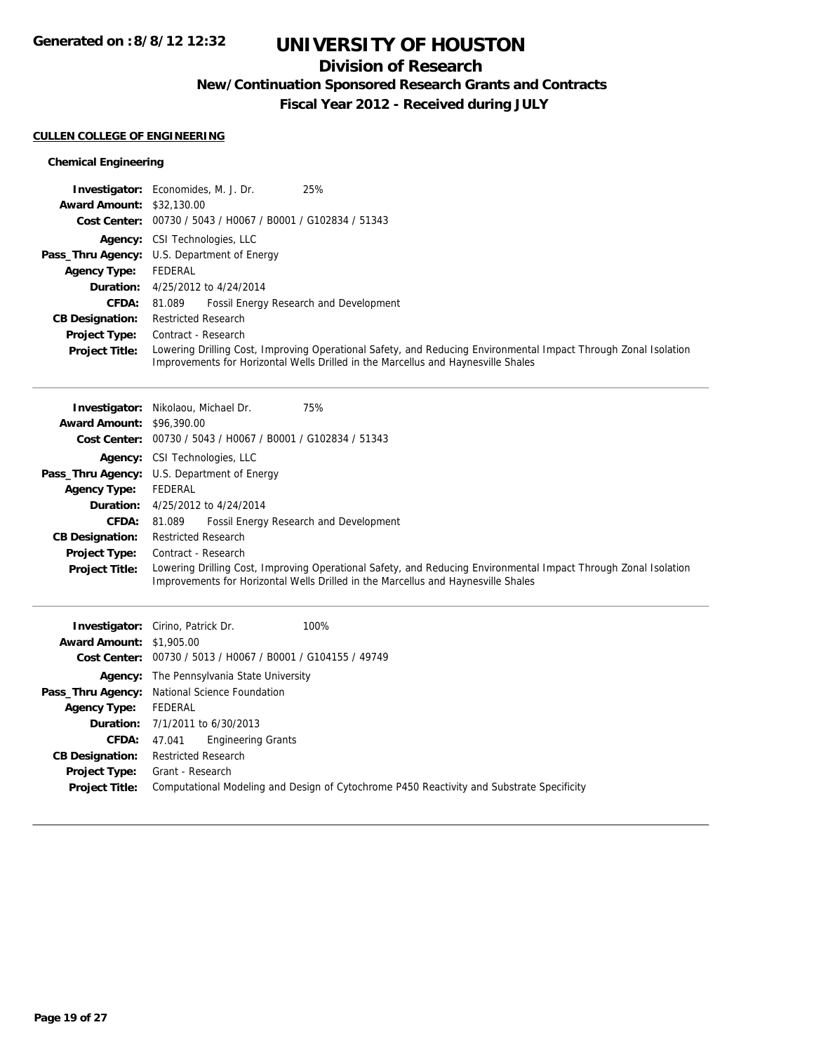# UNIVERSITY OF HOUSTON

## Division of Research

### New/Continuation Sponsored Research Grants and Contracts

### Fiscal Year 2012 - Received during JULY

**CULLEN COLLEGE OF ENGINEERING**

**Chemical Engineering**

**Investigator:** Economides, M. J. Dr. 25%
**Award Amount:** $32,130.00
**Cost Center:** 00730 / 5043 / H0067 / B0001 / G102834 / 51343
**Agency:** CSI Technologies, LLC
**Pass_Thru Agency:** U.S. Department of Energy
**Agency Type:** FEDERAL
**Duration:** 4/25/2012 to 4/24/2014
**CFDA:** 81.089 Fossil Energy Research and Development
**CB Designation:** Restricted Research
**Project Type:** Contract - Research
**Project Title:** Lowering Drilling Cost, Improving Operational Safety, and Reducing Environmental Impact Through Zonal Isolation Improvements for Horizontal Wells Drilled in the Marcellus and Haynesville Shales

---

**Investigator:** Nikolaou, Michael Dr. 75%
**Award Amount:** $96,390.00
**Cost Center:** 00730 / 5043 / H0067 / B0001 / G102834 / 51343
**Agency:** CSI Technologies, LLC
**Pass_Thru Agency:** U.S. Department of Energy
**Agency Type:** FEDERAL
**Duration:** 4/25/2012 to 4/24/2014
**CFDA:** 81.089 Fossil Energy Research and Development
**CB Designation:** Restricted Research
**Project Type:** Contract - Research
**Project Title:** Lowering Drilling Cost, Improving Operational Safety, and Reducing Environmental Impact Through Zonal Isolation Improvements for Horizontal Wells Drilled in the Marcellus and Haynesville Shales

---

**Investigator:** Cirino, Patrick Dr. 100%
**Award Amount:** $1,905.00
**Cost Center:** 00730 / 5013 / H0067 / B0001 / G104155 / 49749
**Agency:** The Pennsylvania State University
**Pass_Thru Agency:** National Science Foundation
**Agency Type:** FEDERAL
**Duration:** 7/1/2011 to 6/30/2013
**CFDA:** 47.041 Engineering Grants
**CB Designation:** Restricted Research
**Project Type:** Grant - Research
**Project Title:** Computational Modeling and Design of Cytochrome P450 Reactivity and Substrate Specificity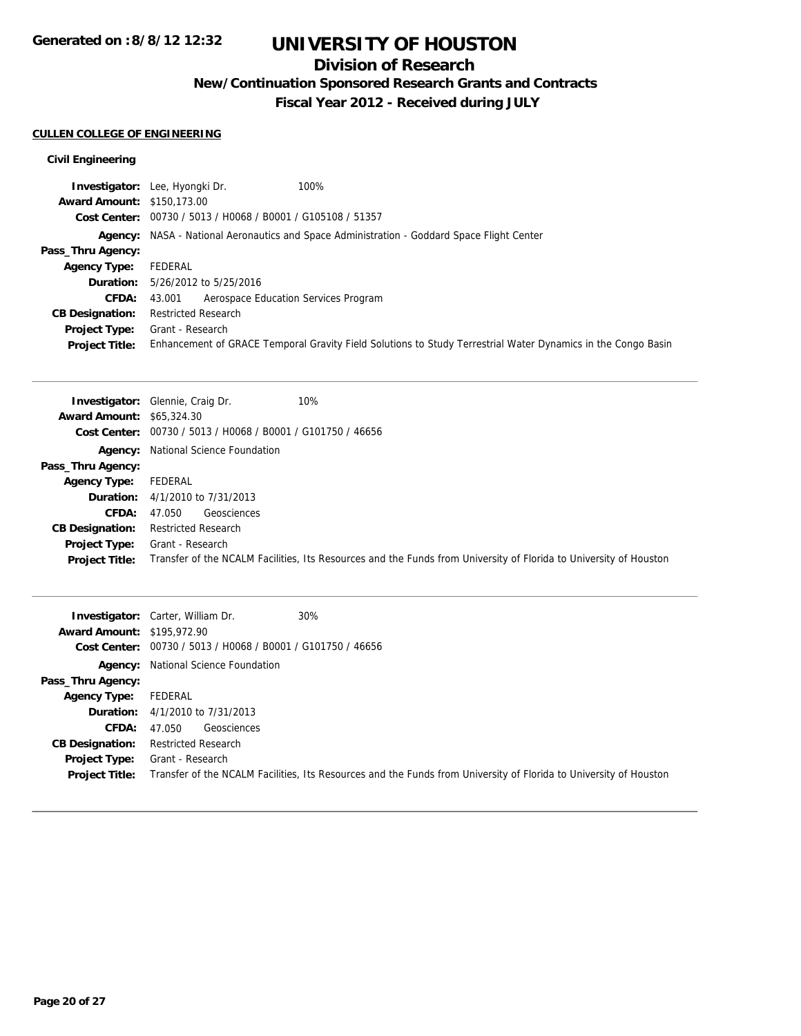# UNIVERSITY OF HOUSTON

## Division of Research

### New/Continuation Sponsored Research Grants and Contracts

### Fiscal Year 2012 - Received during JULY

**CULLEN COLLEGE OF ENGINEERING**

**Civil Engineering**

**Investigator:** Lee, Hyongki Dr. 100%
**Award Amount:** $150,173.00
**Cost Center:** 00730 / 5013 / H0068 / B0001 / G105108 / 51357
**Agency:** NASA - National Aeronautics and Space Administration - Goddard Space Flight Center
**Pass_Thru Agency:**
**Agency Type:** FEDERAL
**Duration:** 5/26/2012 to 5/25/2016
**CFDA:** 43.001 Aerospace Education Services Program
**CB Designation:** Restricted Research
**Project Type:** Grant - Research
**Project Title:** Enhancement of GRACE Temporal Gravity Field Solutions to Study Terrestrial Water Dynamics in the Congo Basin

---

**Investigator:** Glennie, Craig Dr. 10%
**Award Amount:** $65,324.30
**Cost Center:** 00730 / 5013 / H0068 / B0001 / G101750 / 46656
**Agency:** National Science Foundation
**Pass_Thru Agency:**
**Agency Type:** FEDERAL
**Duration:** 4/1/2010 to 7/31/2013
**CFDA:** 47.050 Geosciences
**CB Designation:** Restricted Research
**Project Type:** Grant - Research
**Project Title:** Transfer of the NCALM Facilities, Its Resources and the Funds from University of Florida to University of Houston

---

**Investigator:** Carter, William Dr. 30%
**Award Amount:** $195,972.90
**Cost Center:** 00730 / 5013 / H0068 / B0001 / G101750 / 46656
**Agency:** National Science Foundation
**Pass_Thru Agency:**
**Agency Type:** FEDERAL
**Duration:** 4/1/2010 to 7/31/2013
**CFDA:** 47.050 Geosciences
**CB Designation:** Restricted Research
**Project Type:** Grant - Research
**Project Title:** Transfer of the NCALM Facilities, Its Resources and the Funds from University of Florida to University of Houston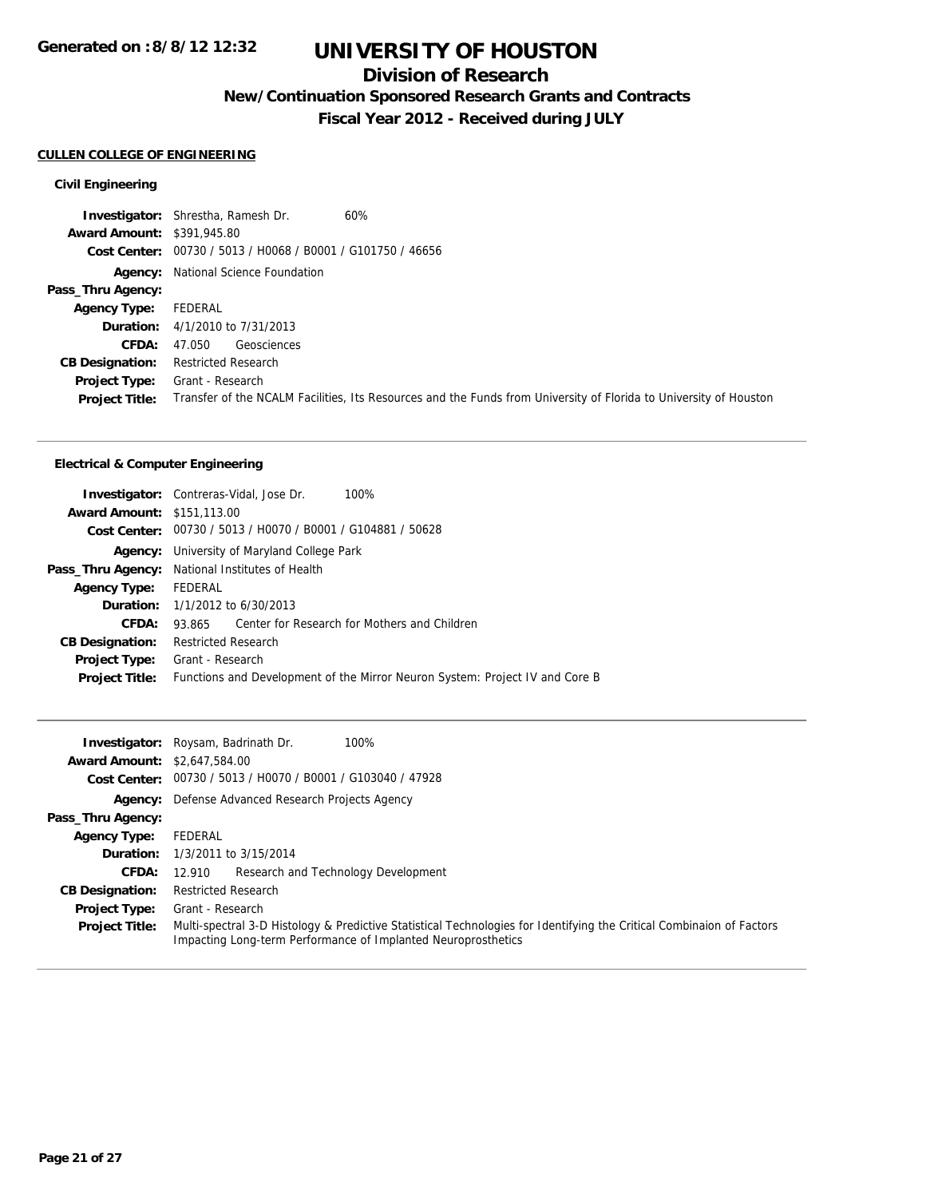Generated on :8/8/12 12:32

# UNIVERSITY OF HOUSTON

## Division of Research

### New/Continuation Sponsored Research Grants and Contracts

### Fiscal Year 2012 - Received during JULY

**CULLEN COLLEGE OF ENGINEERING**

**Civil Engineering**

| | |
|---|---|
| **Investigator:** | Shrestha, Ramesh Dr. 60% |
| **Award Amount:** | $391,945.80 |
| **Cost Center:** | 00730 / 5013 / H0068 / B0001 / G101750 / 46656 |
| **Agency:** | National Science Foundation |
| **Pass_Thru Agency:** | |
| **Agency Type:** | FEDERAL |
| **Duration:** | 4/1/2010 to 7/31/2013 |
| **CFDA:** | 47.050 Geosciences |
| **CB Designation:** | Restricted Research |
| **Project Type:** | Grant - Research |
| **Project Title:** | Transfer of the NCALM Facilities, Its Resources and the Funds from University of Florida to University of Houston |

**Electrical & Computer Engineering**

| | |
|---|---|
| **Investigator:** | Contreras-Vidal, Jose Dr. 100% |
| **Award Amount:** | $151,113.00 |
| **Cost Center:** | 00730 / 5013 / H0070 / B0001 / G104881 / 50628 |
| **Agency:** | University of Maryland College Park |
| **Pass_Thru Agency:** | National Institutes of Health |
| **Agency Type:** | FEDERAL |
| **Duration:** | 1/1/2012 to 6/30/2013 |
| **CFDA:** | 93.865 Center for Research for Mothers and Children |
| **CB Designation:** | Restricted Research |
| **Project Type:** | Grant - Research |
| **Project Title:** | Functions and Development of the Mirror Neuron System: Project IV and Core B |

| | |
|---|---|
| **Investigator:** | Roysam, Badrinath Dr. 100% |
| **Award Amount:** | $2,647,584.00 |
| **Cost Center:** | 00730 / 5013 / H0070 / B0001 / G103040 / 47928 |
| **Agency:** | Defense Advanced Research Projects Agency |
| **Pass_Thru Agency:** | |
| **Agency Type:** | FEDERAL |
| **Duration:** | 1/3/2011 to 3/15/2014 |
| **CFDA:** | 12.910 Research and Technology Development |
| **CB Designation:** | Restricted Research |
| **Project Type:** | Grant - Research |
| **Project Title:** | Multi-spectral 3-D Histology & Predictive Statistical Technologies for Identifying the Critical Combinaion of Factors Impacting Long-term Performance of Implanted Neuroprosthetics |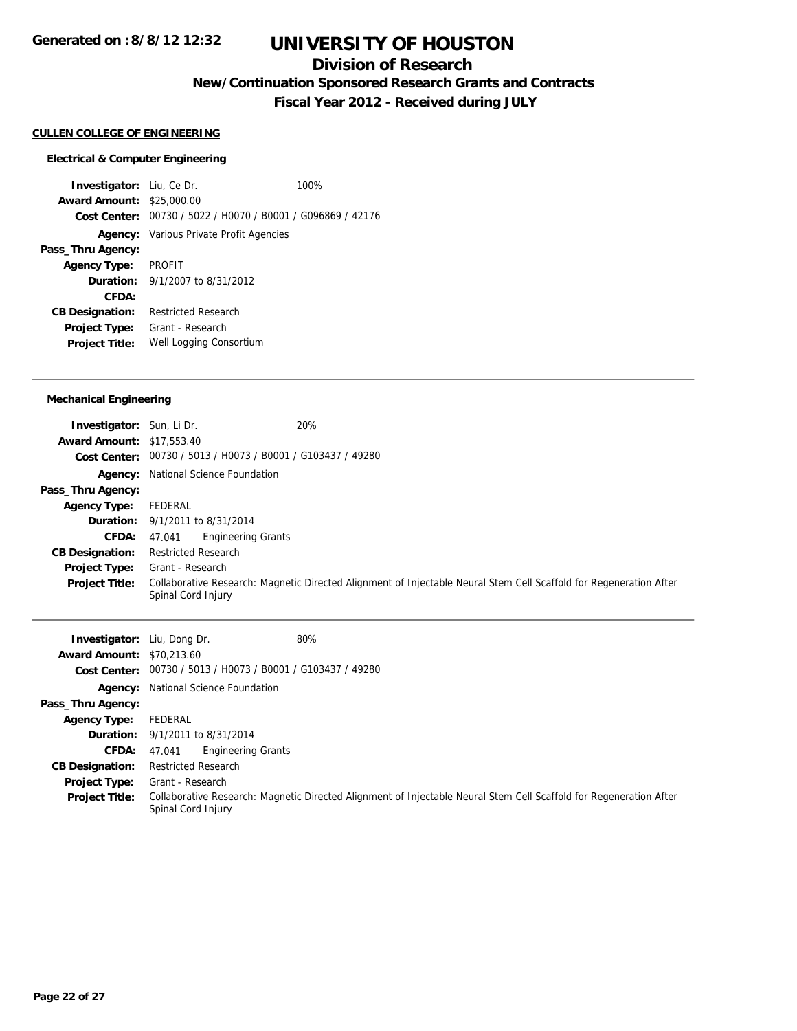# UNIVERSITY OF HOUSTON

## Division of Research

### New/Continuation Sponsored Research Grants and Contracts

### Fiscal Year 2012 - Received during JULY

Generated on :8/8/12 12:32

**CULLEN COLLEGE OF ENGINEERING**

#### Electrical & Computer Engineering

**Investigator:** Liu, Ce Dr. 100%
**Award Amount:** $25,000.00
**Cost Center:** 00730 / 5022 / H0070 / B0001 / G096869 / 42176
**Agency:** Various Private Profit Agencies
**Pass_Thru Agency:**
**Agency Type:** PROFIT
**Duration:** 9/1/2007 to 8/31/2012
**CFDA:**
**CB Designation:** Restricted Research
**Project Type:** Grant - Research
**Project Title:** Well Logging Consortium

---

#### Mechanical Engineering

**Investigator:** Sun, Li Dr. 20%
**Award Amount:** $17,553.40
**Cost Center:** 00730 / 5013 / H0073 / B0001 / G103437 / 49280
**Agency:** National Science Foundation
**Pass_Thru Agency:**
**Agency Type:** FEDERAL
**Duration:** 9/1/2011 to 8/31/2014
**CFDA:** 47.041 Engineering Grants
**CB Designation:** Restricted Research
**Project Type:** Grant - Research
**Project Title:** Collaborative Research: Magnetic Directed Alignment of Injectable Neural Stem Cell Scaffold for Regeneration After Spinal Cord Injury

---

**Investigator:** Liu, Dong Dr. 80%
**Award Amount:** $70,213.60
**Cost Center:** 00730 / 5013 / H0073 / B0001 / G103437 / 49280
**Agency:** National Science Foundation
**Pass_Thru Agency:**
**Agency Type:** FEDERAL
**Duration:** 9/1/2011 to 8/31/2014
**CFDA:** 47.041 Engineering Grants
**CB Designation:** Restricted Research
**Project Type:** Grant - Research
**Project Title:** Collaborative Research: Magnetic Directed Alignment of Injectable Neural Stem Cell Scaffold for Regeneration After Spinal Cord Injury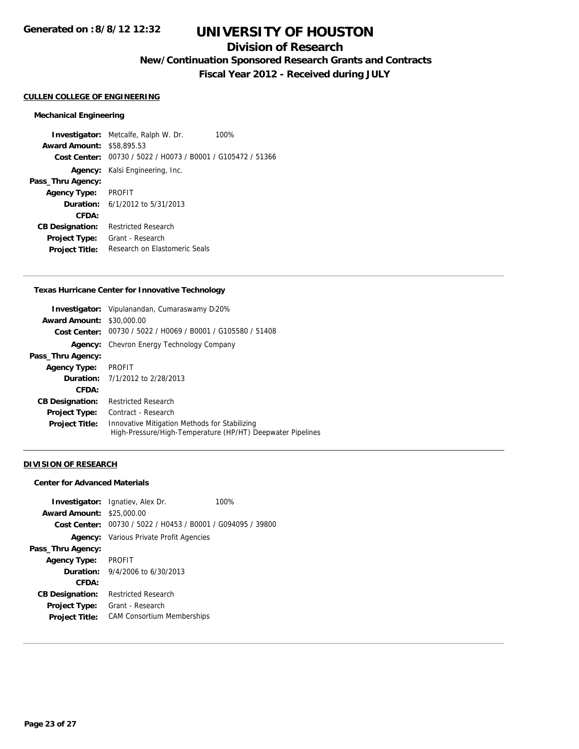# UNIVERSITY OF HOUSTON

## Division of Research

### New/Continuation Sponsored Research Grants and Contracts

### Fiscal Year 2012 - Received during JULY

**CULLEN COLLEGE OF ENGINEERING**

**Mechanical Engineering**

**Investigator:** Metcalfe, Ralph W. Dr. 100%
**Award Amount:** $58,895.53
**Cost Center:** 00730 / 5022 / H0073 / B0001 / G105472 / 51366
**Agency:** Kalsi Engineering, Inc.
**Pass_Thru Agency:**
**Agency Type:** PROFIT
**Duration:** 6/1/2012 to 5/31/2013
**CFDA:**
**CB Designation:** Restricted Research
**Project Type:** Grant - Research
**Project Title:** Research on Elastomeric Seals

---

**Texas Hurricane Center for Innovative Technology**

**Investigator:** Vipulanandan, Cumaraswamy D 20%
**Award Amount:** $30,000.00
**Cost Center:** 00730 / 5022 / H0069 / B0001 / G105580 / 51408
**Agency:** Chevron Energy Technology Company
**Pass_Thru Agency:**
**Agency Type:** PROFIT
**Duration:** 7/1/2012 to 2/28/2013
**CFDA:**
**CB Designation:** Restricted Research
**Project Type:** Contract - Research
**Project Title:** Innovative Mitigation Methods for Stabilizing High-Pressure/High-Temperature (HP/HT) Deepwater Pipelines

---

**DIVISION OF RESEARCH**

**Center for Advanced Materials**

**Investigator:** Ignatiev, Alex Dr. 100%
**Award Amount:** $25,000.00
**Cost Center:** 00730 / 5022 / H0453 / B0001 / G094095 / 39800
**Agency:** Various Private Profit Agencies
**Pass_Thru Agency:**
**Agency Type:** PROFIT
**Duration:** 9/4/2006 to 6/30/2013
**CFDA:**
**CB Designation:** Restricted Research
**Project Type:** Grant - Research
**Project Title:** CAM Consortium Memberships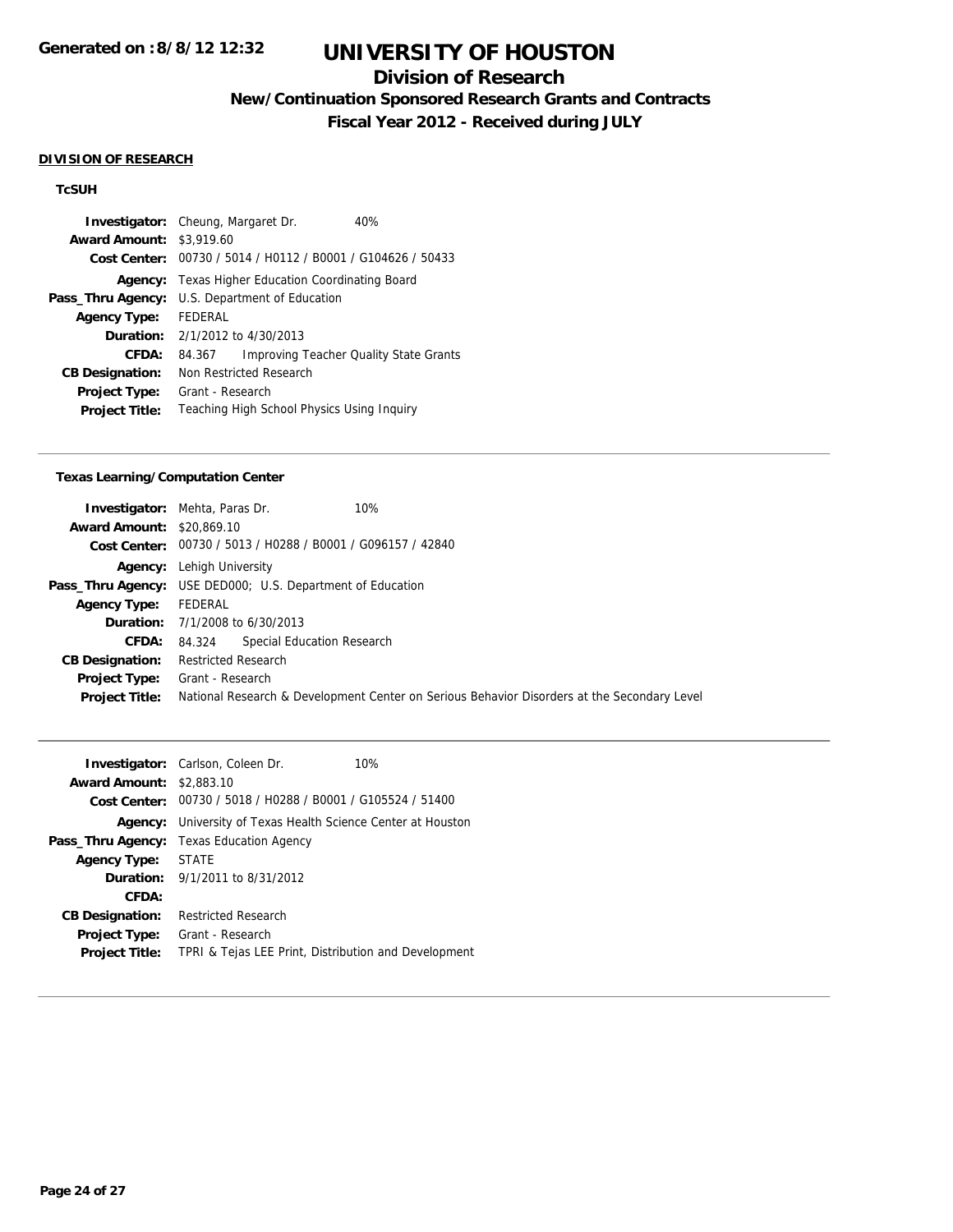# UNIVERSITY OF HOUSTON

## Division of Research

### New/Continuation Sponsored Research Grants and Contracts

### Fiscal Year 2012 - Received during JULY

**DIVISION OF RESEARCH**

**TcSUH**

**Investigator:** Cheung, Margaret Dr. 40%
**Award Amount:** $3,919.60
**Cost Center:** 00730 / 5014 / H0112 / B0001 / G104626 / 50433
**Agency:** Texas Higher Education Coordinating Board
**Pass_Thru Agency:** U.S. Department of Education
**Agency Type:** FEDERAL
**Duration:** 2/1/2012 to 4/30/2013
**CFDA:** 84.367 Improving Teacher Quality State Grants
**CB Designation:** Non Restricted Research
**Project Type:** Grant - Research
**Project Title:** Teaching High School Physics Using Inquiry

---

**Texas Learning/Computation Center**

**Investigator:** Mehta, Paras Dr. 10%
**Award Amount:** $20,869.10
**Cost Center:** 00730 / 5013 / H0288 / B0001 / G096157 / 42840
**Agency:** Lehigh University
**Pass_Thru Agency:** USE DED000; U.S. Department of Education
**Agency Type:** FEDERAL
**Duration:** 7/1/2008 to 6/30/2013
**CFDA:** 84.324 Special Education Research
**CB Designation:** Restricted Research
**Project Type:** Grant - Research
**Project Title:** National Research & Development Center on Serious Behavior Disorders at the Secondary Level

---

**Investigator:** Carlson, Coleen Dr. 10%
**Award Amount:** $2,883.10
**Cost Center:** 00730 / 5018 / H0288 / B0001 / G105524 / 51400
**Agency:** University of Texas Health Science Center at Houston
**Pass_Thru Agency:** Texas Education Agency
**Agency Type:** STATE
**Duration:** 9/1/2011 to 8/31/2012
**CFDA:**
**CB Designation:** Restricted Research
**Project Type:** Grant - Research
**Project Title:** TPRI & Tejas LEE Print, Distribution and Development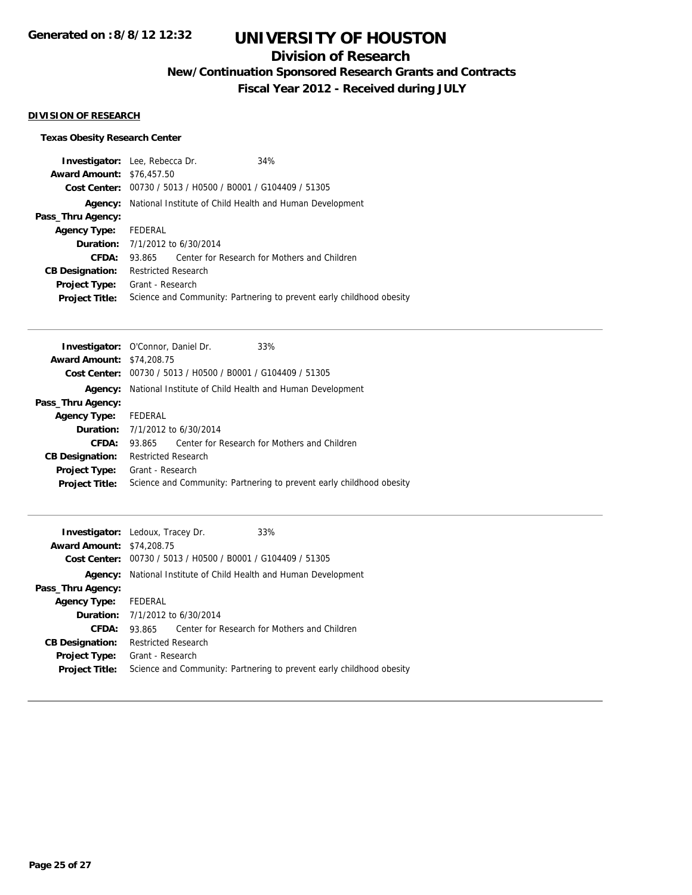# UNIVERSITY OF HOUSTON

## Division of Research

### New/Continuation Sponsored Research Grants and Contracts

### Fiscal Year 2012 - Received during JULY

Generated on :8/8/12 12:32

**DIVISION OF RESEARCH**

**Texas Obesity Research Center**

**Investigator:** Lee, Rebecca Dr. 34%
**Award Amount:** $76,457.50
**Cost Center:** 00730 / 5013 / H0500 / B0001 / G104409 / 51305
**Agency:** National Institute of Child Health and Human Development
**Pass_Thru Agency:**
**Agency Type:** FEDERAL
**Duration:** 7/1/2012 to 6/30/2014
**CFDA:** 93.865 Center for Research for Mothers and Children
**CB Designation:** Restricted Research
**Project Type:** Grant - Research
**Project Title:** Science and Community: Partnering to prevent early childhood obesity

---

**Investigator:** O'Connor, Daniel Dr. 33%
**Award Amount:** $74,208.75
**Cost Center:** 00730 / 5013 / H0500 / B0001 / G104409 / 51305
**Agency:** National Institute of Child Health and Human Development
**Pass_Thru Agency:**
**Agency Type:** FEDERAL
**Duration:** 7/1/2012 to 6/30/2014
**CFDA:** 93.865 Center for Research for Mothers and Children
**CB Designation:** Restricted Research
**Project Type:** Grant - Research
**Project Title:** Science and Community: Partnering to prevent early childhood obesity

---

**Investigator:** Ledoux, Tracey Dr. 33%
**Award Amount:** $74,208.75
**Cost Center:** 00730 / 5013 / H0500 / B0001 / G104409 / 51305
**Agency:** National Institute of Child Health and Human Development
**Pass_Thru Agency:**
**Agency Type:** FEDERAL
**Duration:** 7/1/2012 to 6/30/2014
**CFDA:** 93.865 Center for Research for Mothers and Children
**CB Designation:** Restricted Research
**Project Type:** Grant - Research
**Project Title:** Science and Community: Partnering to prevent early childhood obesity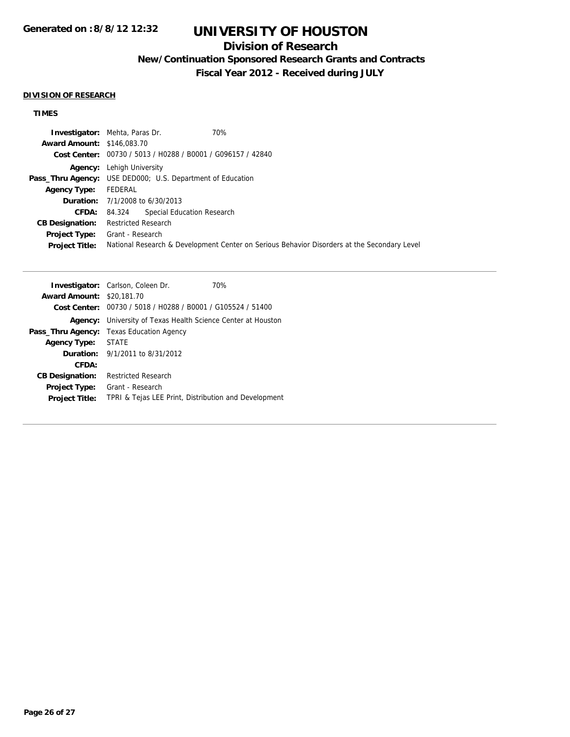# UNIVERSITY OF HOUSTON

## Division of Research

### New/Continuation Sponsored Research Grants and Contracts

### Fiscal Year 2012 - Received during JULY

**Generated on :8/8/12 12:32**

**DIVISION OF RESEARCH**

**TIMES**

**Investigator:** Mehta, Paras Dr. 70%
**Award Amount:** $146,083.70
**Cost Center:** 00730 / 5013 / H0288 / B0001 / G096157 / 42840
**Agency:** Lehigh University
**Pass_Thru Agency:** USE DED000; U.S. Department of Education
**Agency Type:** FEDERAL
**Duration:** 7/1/2008 to 6/30/2013
**CFDA:** 84.324 Special Education Research
**CB Designation:** Restricted Research
**Project Type:** Grant - Research
**Project Title:** National Research & Development Center on Serious Behavior Disorders at the Secondary Level

---

**Investigator:** Carlson, Coleen Dr. 70%
**Award Amount:** $20,181.70
**Cost Center:** 00730 / 5018 / H0288 / B0001 / G105524 / 51400
**Agency:** University of Texas Health Science Center at Houston
**Pass_Thru Agency:** Texas Education Agency
**Agency Type:** STATE
**Duration:** 9/1/2011 to 8/31/2012
**CFDA:**
**CB Designation:** Restricted Research
**Project Type:** Grant - Research
**Project Title:** TPRI & Tejas LEE Print, Distribution and Development

---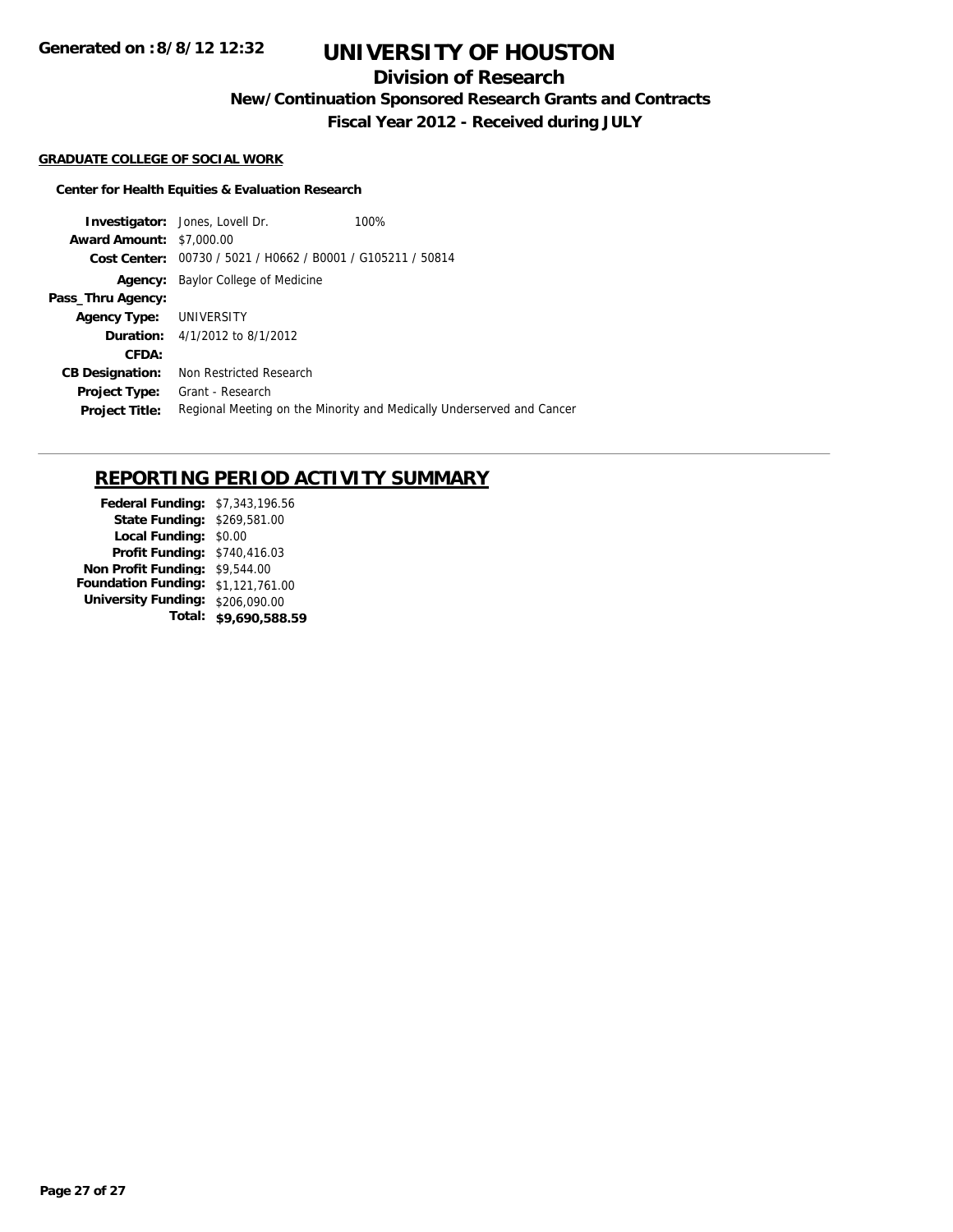**GRADUATE COLLEGE OF SOCIAL WORK**

**Center for Health Equities & Evaluation Research**

| | |
|---|---|
| **Investigator:** | Jones, Lovell Dr. 100% |
| **Award Amount:** | $7,000.00 |
| **Cost Center:** | 00730 / 5021 / H0662 / B0001 / G105211 / 50814 |
| **Agency:** | Baylor College of Medicine |
| **Pass_Thru Agency:** | |
| **Agency Type:** | UNIVERSITY |
| **Duration:** | 4/1/2012 to 8/1/2012 |
| **CFDA:** | |
| **CB Designation:** | Non Restricted Research |
| **Project Type:** | Grant - Research |
| **Project Title:** | Regional Meeting on the Minority and Medically Underserved and Cancer |

## REPORTING PERIOD ACTIVITY SUMMARY

| | |
|---|---|
| **Federal Funding:** | $7,343,196.56 |
| **State Funding:** | $269,581.00 |
| **Local Funding:** | $0.00 |
| **Profit Funding:** | $740,416.03 |
| **Non Profit Funding:** | $9,544.00 |
| **Foundation Funding:** | $1,121,761.00 |
| **University Funding:** | $206,090.00 |
| **Total:** | **$9,690,588.59** |